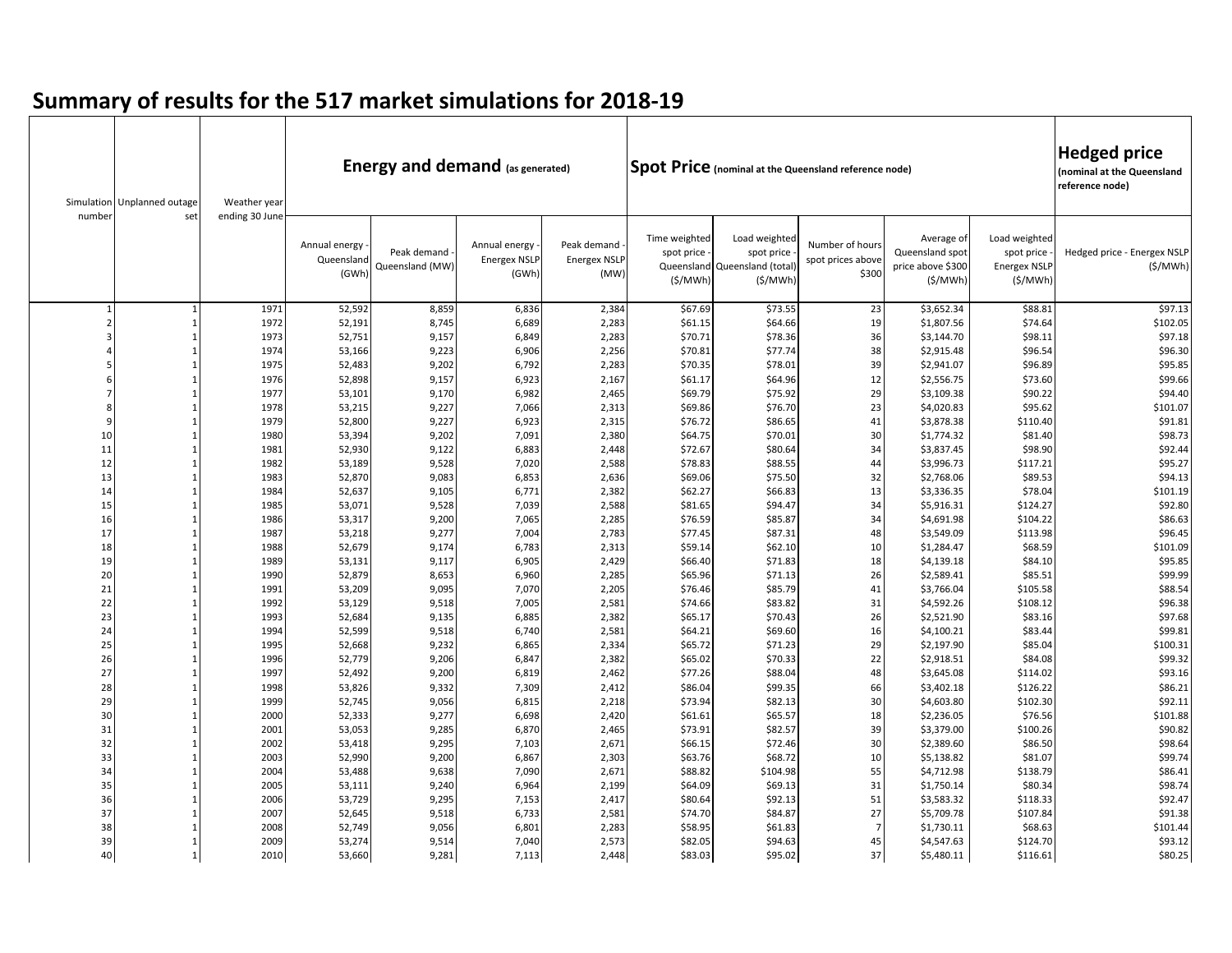# Summary of results for the 517 market simulations for 2018-19

| Simulation number | Unplanned outage set | Weather year ending 30 June | Energy and demand (as generated) | | | | Spot Price (nominal at the Queensland reference node) | | | | | Hedged price (nominal at the Queensland reference node) |
|---|---|---|---|---|---|---|---|---|---|---|---|---|
| | | | Annual energy - Queensland (GWh) | Peak demand - Queensland (MW) | Annual energy - Energex NSLP (GWh) | Peak demand - Energex NSLP (MW) | Time weighted spot price - Queensland ($/MWh) | Load weighted spot price - Queensland (total) ($/MWh) | Number of hours spot prices above $300 | Average of Queensland spot price above $300 ($/MWh) | Load weighted spot price - Energex NSLP ($/MWh) | Hedged price - Energex NSLP ($/MWh) |
| 1 | 1 | 1971 | 52,592 | 8,859 | 6,836 | 2,384 | $67.69 | $73.55 | 23 | $3,652.34 | $88.81 | $97.13 |
| 2 | 1 | 1972 | 52,191 | 8,745 | 6,689 | 2,283 | $61.15 | $64.66 | 19 | $1,807.56 | $74.64 | $102.05 |
| 3 | 1 | 1973 | 52,751 | 9,157 | 6,849 | 2,283 | $70.71 | $78.36 | 36 | $3,144.70 | $98.11 | $97.18 |
| 4 | 1 | 1974 | 53,166 | 9,223 | 6,906 | 2,256 | $70.81 | $77.74 | 38 | $2,915.48 | $96.54 | $96.30 |
| 5 | 1 | 1975 | 52,483 | 9,202 | 6,792 | 2,283 | $70.35 | $78.01 | 39 | $2,941.07 | $96.89 | $95.85 |
| 6 | 1 | 1976 | 52,898 | 9,157 | 6,923 | 2,167 | $61.17 | $64.96 | 12 | $2,556.75 | $73.60 | $99.66 |
| 7 | 1 | 1977 | 53,101 | 9,170 | 6,982 | 2,465 | $69.79 | $75.92 | 29 | $3,109.38 | $90.22 | $94.40 |
| 8 | 1 | 1978 | 53,215 | 9,227 | 7,066 | 2,313 | $69.86 | $76.70 | 23 | $4,020.83 | $95.62 | $101.07 |
| 9 | 1 | 1979 | 52,800 | 9,227 | 6,923 | 2,315 | $76.72 | $86.65 | 41 | $3,878.38 | $110.40 | $91.81 |
| 10 | 1 | 1980 | 53,394 | 9,202 | 7,091 | 2,380 | $64.75 | $70.01 | 30 | $1,774.32 | $81.40 | $98.73 |
| 11 | 1 | 1981 | 52,930 | 9,122 | 6,883 | 2,448 | $72.67 | $80.64 | 34 | $3,837.45 | $98.90 | $92.44 |
| 12 | 1 | 1982 | 53,189 | 9,528 | 7,020 | 2,588 | $78.83 | $88.55 | 44 | $3,996.73 | $117.21 | $95.27 |
| 13 | 1 | 1983 | 52,870 | 9,083 | 6,853 | 2,636 | $69.06 | $75.50 | 32 | $2,768.06 | $89.53 | $94.13 |
| 14 | 1 | 1984 | 52,637 | 9,105 | 6,771 | 2,382 | $62.27 | $66.83 | 13 | $3,336.35 | $78.04 | $101.19 |
| 15 | 1 | 1985 | 53,071 | 9,528 | 7,039 | 2,588 | $81.65 | $94.47 | 34 | $5,916.31 | $124.27 | $92.80 |
| 16 | 1 | 1986 | 53,317 | 9,200 | 7,065 | 2,285 | $76.59 | $85.87 | 34 | $4,691.98 | $104.22 | $86.63 |
| 17 | 1 | 1987 | 53,218 | 9,277 | 7,004 | 2,783 | $77.45 | $87.31 | 48 | $3,549.09 | $113.98 | $96.45 |
| 18 | 1 | 1988 | 52,679 | 9,174 | 6,783 | 2,313 | $59.14 | $62.10 | 10 | $1,284.47 | $68.59 | $101.09 |
| 19 | 1 | 1989 | 53,131 | 9,117 | 6,905 | 2,429 | $66.40 | $71.83 | 18 | $4,139.18 | $84.10 | $95.85 |
| 20 | 1 | 1990 | 52,879 | 8,653 | 6,960 | 2,285 | $65.96 | $71.13 | 26 | $2,589.41 | $85.51 | $99.99 |
| 21 | 1 | 1991 | 53,209 | 9,095 | 7,070 | 2,205 | $76.46 | $85.79 | 41 | $3,766.04 | $105.58 | $88.54 |
| 22 | 1 | 1992 | 53,129 | 9,518 | 7,005 | 2,581 | $74.66 | $83.82 | 31 | $4,592.26 | $108.12 | $96.38 |
| 23 | 1 | 1993 | 52,684 | 9,135 | 6,885 | 2,382 | $65.17 | $70.43 | 26 | $2,521.90 | $83.16 | $97.68 |
| 24 | 1 | 1994 | 52,599 | 9,518 | 6,740 | 2,581 | $64.21 | $69.60 | 16 | $4,100.21 | $83.44 | $99.81 |
| 25 | 1 | 1995 | 52,668 | 9,232 | 6,865 | 2,334 | $65.72 | $71.23 | 29 | $2,197.90 | $85.04 | $100.31 |
| 26 | 1 | 1996 | 52,779 | 9,206 | 6,847 | 2,382 | $65.02 | $70.33 | 22 | $2,918.51 | $84.08 | $99.32 |
| 27 | 1 | 1997 | 52,492 | 9,200 | 6,819 | 2,462 | $77.26 | $88.04 | 48 | $3,645.08 | $114.02 | $93.16 |
| 28 | 1 | 1998 | 53,826 | 9,332 | 7,309 | 2,412 | $86.04 | $99.35 | 66 | $3,402.18 | $126.22 | $86.21 |
| 29 | 1 | 1999 | 52,745 | 9,056 | 6,815 | 2,218 | $73.94 | $82.13 | 30 | $4,603.80 | $102.30 | $92.11 |
| 30 | 1 | 2000 | 52,333 | 9,277 | 6,698 | 2,420 | $61.61 | $65.57 | 18 | $2,236.05 | $76.56 | $101.88 |
| 31 | 1 | 2001 | 53,053 | 9,285 | 6,870 | 2,465 | $73.91 | $82.57 | 39 | $3,379.00 | $100.26 | $90.82 |
| 32 | 1 | 2002 | 53,418 | 9,295 | 7,103 | 2,671 | $66.15 | $72.46 | 30 | $2,389.60 | $86.50 | $98.64 |
| 33 | 1 | 2003 | 52,990 | 9,200 | 6,867 | 2,303 | $63.76 | $68.72 | 10 | $5,138.82 | $81.07 | $99.74 |
| 34 | 1 | 2004 | 53,488 | 9,638 | 7,090 | 2,671 | $88.82 | $104.98 | 55 | $4,712.98 | $138.79 | $86.41 |
| 35 | 1 | 2005 | 53,111 | 9,240 | 6,964 | 2,199 | $64.09 | $69.13 | 31 | $1,750.14 | $80.34 | $98.74 |
| 36 | 1 | 2006 | 53,729 | 9,295 | 7,153 | 2,417 | $80.64 | $92.13 | 51 | $3,583.32 | $118.33 | $92.47 |
| 37 | 1 | 2007 | 52,645 | 9,518 | 6,733 | 2,581 | $74.70 | $84.87 | 27 | $5,709.78 | $107.84 | $91.38 |
| 38 | 1 | 2008 | 52,749 | 9,056 | 6,801 | 2,283 | $58.95 | $61.83 | 7 | $1,730.11 | $68.63 | $101.44 |
| 39 | 1 | 2009 | 53,274 | 9,514 | 7,040 | 2,573 | $82.05 | $94.63 | 45 | $4,547.63 | $124.70 | $93.12 |
| 40 | 1 | 2010 | 53,660 | 9,281 | 7,113 | 2,448 | $83.03 | $95.02 | 37 | $5,480.11 | $116.61 | $80.25 |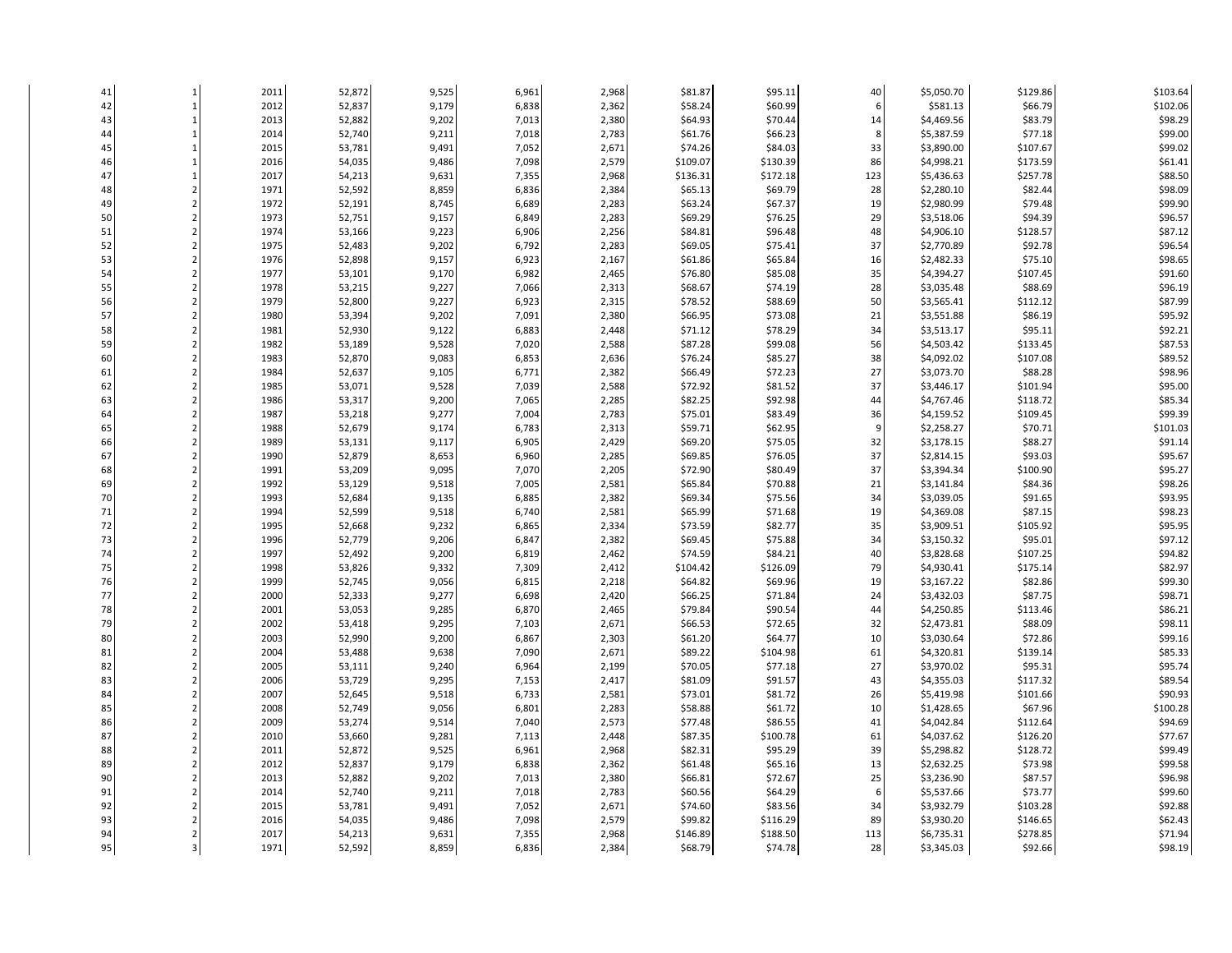| | | | | | | | | | | | | |
|---|---|---|---|---|---|---|---|---|---|---|---|---|
| 41 | 1 | 2011 | 52,872 | 9,525 | 6,961 | 2,968 | $81.87 | $95.11 | 40 | $5,050.70 | $129.86 | $103.64 |
| 42 | 1 | 2012 | 52,837 | 9,179 | 6,838 | 2,362 | $58.24 | $60.99 | 6 | $581.13 | $66.79 | $102.06 |
| 43 | 1 | 2013 | 52,882 | 9,202 | 7,013 | 2,380 | $64.93 | $70.44 | 14 | $4,469.56 | $83.79 | $98.29 |
| 44 | 1 | 2014 | 52,740 | 9,211 | 7,018 | 2,783 | $61.76 | $66.23 | 8 | $5,387.59 | $77.18 | $99.00 |
| 45 | 1 | 2015 | 53,781 | 9,491 | 7,052 | 2,671 | $74.26 | $84.03 | 33 | $3,890.00 | $107.67 | $99.02 |
| 46 | 1 | 2016 | 54,035 | 9,486 | 7,098 | 2,579 | $109.07 | $130.39 | 86 | $4,998.21 | $173.59 | $61.41 |
| 47 | 1 | 2017 | 54,213 | 9,631 | 7,355 | 2,968 | $136.31 | $172.18 | 123 | $5,436.63 | $257.78 | $88.50 |
| 48 | 2 | 1971 | 52,592 | 8,859 | 6,836 | 2,384 | $65.13 | $69.79 | 28 | $2,280.10 | $82.44 | $98.09 |
| 49 | 2 | 1972 | 52,191 | 8,745 | 6,689 | 2,283 | $63.24 | $67.37 | 19 | $2,980.99 | $79.48 | $99.90 |
| 50 | 2 | 1973 | 52,751 | 9,157 | 6,849 | 2,283 | $69.29 | $76.25 | 29 | $3,518.06 | $94.39 | $96.57 |
| 51 | 2 | 1974 | 53,166 | 9,223 | 6,906 | 2,256 | $84.81 | $96.48 | 48 | $4,906.10 | $128.57 | $87.12 |
| 52 | 2 | 1975 | 52,483 | 9,202 | 6,792 | 2,283 | $69.05 | $75.41 | 37 | $2,770.89 | $92.78 | $96.54 |
| 53 | 2 | 1976 | 52,898 | 9,157 | 6,923 | 2,167 | $61.86 | $65.84 | 16 | $2,482.33 | $75.10 | $98.65 |
| 54 | 2 | 1977 | 53,101 | 9,170 | 6,982 | 2,465 | $76.80 | $85.08 | 35 | $4,394.27 | $107.45 | $91.60 |
| 55 | 2 | 1978 | 53,215 | 9,227 | 7,066 | 2,313 | $68.67 | $74.19 | 28 | $3,035.48 | $88.69 | $96.19 |
| 56 | 2 | 1979 | 52,800 | 9,227 | 6,923 | 2,315 | $78.52 | $88.69 | 50 | $3,565.41 | $112.12 | $87.99 |
| 57 | 2 | 1980 | 53,394 | 9,202 | 7,091 | 2,380 | $66.95 | $73.08 | 21 | $3,551.88 | $86.19 | $95.92 |
| 58 | 2 | 1981 | 52,930 | 9,122 | 6,883 | 2,448 | $71.12 | $78.29 | 34 | $3,513.17 | $95.11 | $92.21 |
| 59 | 2 | 1982 | 53,189 | 9,528 | 7,020 | 2,588 | $87.28 | $99.08 | 56 | $4,503.42 | $133.45 | $87.53 |
| 60 | 2 | 1983 | 52,870 | 9,083 | 6,853 | 2,636 | $76.24 | $85.27 | 38 | $4,092.02 | $107.08 | $89.52 |
| 61 | 2 | 1984 | 52,637 | 9,105 | 6,771 | 2,382 | $66.49 | $72.23 | 27 | $3,073.70 | $88.28 | $98.96 |
| 62 | 2 | 1985 | 53,071 | 9,528 | 7,039 | 2,588 | $72.92 | $81.52 | 37 | $3,446.17 | $101.94 | $95.00 |
| 63 | 2 | 1986 | 53,317 | 9,200 | 7,065 | 2,285 | $82.25 | $92.98 | 44 | $4,767.46 | $118.72 | $85.34 |
| 64 | 2 | 1987 | 53,218 | 9,277 | 7,004 | 2,783 | $75.01 | $83.49 | 36 | $4,159.52 | $109.45 | $99.39 |
| 65 | 2 | 1988 | 52,679 | 9,174 | 6,783 | 2,313 | $59.71 | $62.95 | 9 | $2,258.27 | $70.71 | $101.03 |
| 66 | 2 | 1989 | 53,131 | 9,117 | 6,905 | 2,429 | $69.20 | $75.05 | 32 | $3,178.15 | $88.27 | $91.14 |
| 67 | 2 | 1990 | 52,879 | 8,653 | 6,960 | 2,285 | $69.85 | $76.05 | 37 | $2,814.15 | $93.03 | $95.67 |
| 68 | 2 | 1991 | 53,209 | 9,095 | 7,070 | 2,205 | $72.90 | $80.49 | 37 | $3,394.34 | $100.90 | $95.27 |
| 69 | 2 | 1992 | 53,129 | 9,518 | 7,005 | 2,581 | $65.84 | $70.88 | 21 | $3,141.84 | $84.36 | $98.26 |
| 70 | 2 | 1993 | 52,684 | 9,135 | 6,885 | 2,382 | $69.34 | $75.56 | 34 | $3,039.05 | $91.65 | $93.95 |
| 71 | 2 | 1994 | 52,599 | 9,518 | 6,740 | 2,581 | $65.99 | $71.68 | 19 | $4,369.08 | $87.15 | $98.23 |
| 72 | 2 | 1995 | 52,668 | 9,232 | 6,865 | 2,334 | $73.59 | $82.77 | 35 | $3,909.51 | $105.92 | $95.95 |
| 73 | 2 | 1996 | 52,779 | 9,206 | 6,847 | 2,382 | $69.45 | $75.88 | 34 | $3,150.32 | $95.01 | $97.12 |
| 74 | 2 | 1997 | 52,492 | 9,200 | 6,819 | 2,462 | $74.59 | $84.21 | 40 | $3,828.68 | $107.25 | $94.82 |
| 75 | 2 | 1998 | 53,826 | 9,332 | 7,309 | 2,412 | $104.42 | $126.09 | 79 | $4,930.41 | $175.14 | $82.97 |
| 76 | 2 | 1999 | 52,745 | 9,056 | 6,815 | 2,218 | $64.82 | $69.96 | 19 | $3,167.22 | $82.86 | $99.30 |
| 77 | 2 | 2000 | 52,333 | 9,277 | 6,698 | 2,420 | $66.25 | $71.84 | 24 | $3,432.03 | $87.75 | $98.71 |
| 78 | 2 | 2001 | 53,053 | 9,285 | 6,870 | 2,465 | $79.84 | $90.54 | 44 | $4,250.85 | $113.46 | $86.21 |
| 79 | 2 | 2002 | 53,418 | 9,295 | 7,103 | 2,671 | $66.53 | $72.65 | 32 | $2,473.81 | $88.09 | $98.11 |
| 80 | 2 | 2003 | 52,990 | 9,200 | 6,867 | 2,303 | $61.20 | $64.77 | 10 | $3,030.64 | $72.86 | $99.16 |
| 81 | 2 | 2004 | 53,488 | 9,638 | 7,090 | 2,671 | $89.22 | $104.98 | 61 | $4,320.81 | $139.14 | $85.33 |
| 82 | 2 | 2005 | 53,111 | 9,240 | 6,964 | 2,199 | $70.05 | $77.18 | 27 | $3,970.02 | $95.31 | $95.74 |
| 83 | 2 | 2006 | 53,729 | 9,295 | 7,153 | 2,417 | $81.09 | $91.57 | 43 | $4,355.03 | $117.32 | $89.54 |
| 84 | 2 | 2007 | 52,645 | 9,518 | 6,733 | 2,581 | $73.01 | $81.72 | 26 | $5,419.98 | $101.66 | $90.93 |
| 85 | 2 | 2008 | 52,749 | 9,056 | 6,801 | 2,283 | $58.88 | $61.72 | 10 | $1,428.65 | $67.96 | $100.28 |
| 86 | 2 | 2009 | 53,274 | 9,514 | 7,040 | 2,573 | $77.48 | $86.55 | 41 | $4,042.84 | $112.64 | $94.69 |
| 87 | 2 | 2010 | 53,660 | 9,281 | 7,113 | 2,448 | $87.35 | $100.78 | 61 | $4,037.62 | $126.20 | $77.67 |
| 88 | 2 | 2011 | 52,872 | 9,525 | 6,961 | 2,968 | $82.31 | $95.29 | 39 | $5,298.82 | $128.72 | $99.49 |
| 89 | 2 | 2012 | 52,837 | 9,179 | 6,838 | 2,362 | $61.48 | $65.16 | 13 | $2,632.25 | $73.98 | $99.58 |
| 90 | 2 | 2013 | 52,882 | 9,202 | 7,013 | 2,380 | $66.81 | $72.67 | 25 | $3,236.90 | $87.57 | $96.98 |
| 91 | 2 | 2014 | 52,740 | 9,211 | 7,018 | 2,783 | $60.56 | $64.29 | 6 | $5,537.66 | $73.77 | $99.60 |
| 92 | 2 | 2015 | 53,781 | 9,491 | 7,052 | 2,671 | $74.60 | $83.56 | 34 | $3,932.79 | $103.28 | $92.88 |
| 93 | 2 | 2016 | 54,035 | 9,486 | 7,098 | 2,579 | $99.82 | $116.29 | 89 | $3,930.20 | $146.65 | $62.43 |
| 94 | 2 | 2017 | 54,213 | 9,631 | 7,355 | 2,968 | $146.89 | $188.50 | 113 | $6,735.31 | $278.85 | $71.94 |
| 95 | 3 | 1971 | 52,592 | 8,859 | 6,836 | 2,384 | $68.79 | $74.78 | 28 | $3,345.03 | $92.66 | $98.19 |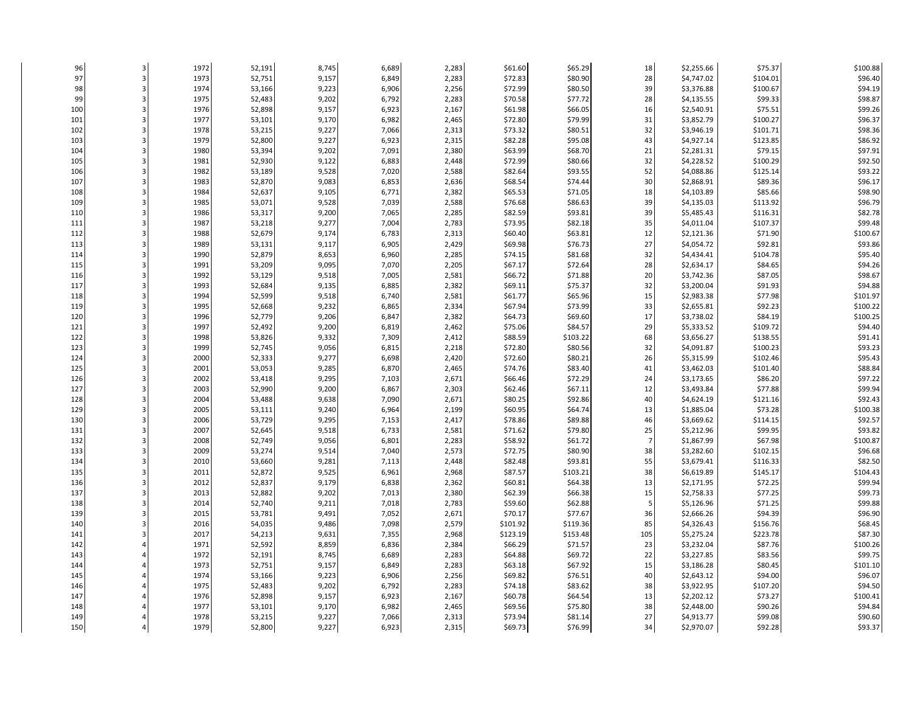| | | | | | | | | | | | | |
|---|---|---|---|---|---|---|---|---|---|---|---|---|
| 96 | 3 | 1972 | 52,191 | 8,745 | 6,689 | 2,283 | $61.60 | $65.29 | 18 | $2,255.66 | $75.37 | $100.88 |
| 97 | 3 | 1973 | 52,751 | 9,157 | 6,849 | 2,283 | $72.83 | $80.90 | 28 | $4,747.02 | $104.01 | $96.40 |
| 98 | 3 | 1974 | 53,166 | 9,223 | 6,906 | 2,256 | $72.99 | $80.50 | 39 | $3,376.88 | $100.67 | $94.19 |
| 99 | 3 | 1975 | 52,483 | 9,202 | 6,792 | 2,283 | $70.58 | $77.72 | 28 | $4,135.55 | $99.33 | $98.87 |
| 100 | 3 | 1976 | 52,898 | 9,157 | 6,923 | 2,167 | $61.98 | $66.05 | 16 | $2,540.91 | $75.51 | $99.26 |
| 101 | 3 | 1977 | 53,101 | 9,170 | 6,982 | 2,465 | $72.80 | $79.99 | 31 | $3,852.79 | $100.27 | $96.37 |
| 102 | 3 | 1978 | 53,215 | 9,227 | 7,066 | 2,313 | $73.32 | $80.51 | 32 | $3,946.19 | $101.71 | $98.36 |
| 103 | 3 | 1979 | 52,800 | 9,227 | 6,923 | 2,315 | $82.28 | $95.08 | 43 | $4,927.14 | $123.85 | $86.92 |
| 104 | 3 | 1980 | 53,394 | 9,202 | 7,091 | 2,380 | $63.99 | $68.70 | 21 | $2,281.31 | $79.15 | $97.91 |
| 105 | 3 | 1981 | 52,930 | 9,122 | 6,883 | 2,448 | $72.99 | $80.66 | 32 | $4,228.52 | $100.29 | $92.50 |
| 106 | 3 | 1982 | 53,189 | 9,528 | 7,020 | 2,588 | $82.64 | $93.55 | 52 | $4,088.86 | $125.14 | $93.22 |
| 107 | 3 | 1983 | 52,870 | 9,083 | 6,853 | 2,636 | $68.54 | $74.44 | 30 | $2,868.91 | $89.36 | $96.17 |
| 108 | 3 | 1984 | 52,637 | 9,105 | 6,771 | 2,382 | $65.53 | $71.05 | 18 | $4,103.89 | $85.66 | $98.90 |
| 109 | 3 | 1985 | 53,071 | 9,528 | 7,039 | 2,588 | $76.68 | $86.63 | 39 | $4,135.03 | $113.92 | $96.79 |
| 110 | 3 | 1986 | 53,317 | 9,200 | 7,065 | 2,285 | $82.59 | $93.81 | 39 | $5,485.43 | $116.31 | $82.78 |
| 111 | 3 | 1987 | 53,218 | 9,277 | 7,004 | 2,783 | $73.95 | $82.18 | 35 | $4,011.04 | $107.37 | $99.48 |
| 112 | 3 | 1988 | 52,679 | 9,174 | 6,783 | 2,313 | $60.40 | $63.81 | 12 | $2,121.36 | $71.90 | $100.67 |
| 113 | 3 | 1989 | 53,131 | 9,117 | 6,905 | 2,429 | $69.98 | $76.73 | 27 | $4,054.72 | $92.81 | $93.86 |
| 114 | 3 | 1990 | 52,879 | 8,653 | 6,960 | 2,285 | $74.15 | $81.68 | 32 | $4,434.41 | $104.78 | $95.40 |
| 115 | 3 | 1991 | 53,209 | 9,095 | 7,070 | 2,205 | $67.17 | $72.64 | 28 | $2,634.17 | $84.65 | $94.26 |
| 116 | 3 | 1992 | 53,129 | 9,518 | 7,005 | 2,581 | $66.72 | $71.88 | 20 | $3,742.36 | $87.05 | $98.67 |
| 117 | 3 | 1993 | 52,684 | 9,135 | 6,885 | 2,382 | $69.11 | $75.37 | 32 | $3,200.04 | $91.93 | $94.88 |
| 118 | 3 | 1994 | 52,599 | 9,518 | 6,740 | 2,581 | $61.77 | $65.96 | 15 | $2,983.38 | $77.98 | $101.97 |
| 119 | 3 | 1995 | 52,668 | 9,232 | 6,865 | 2,334 | $67.94 | $73.99 | 33 | $2,655.81 | $92.23 | $100.22 |
| 120 | 3 | 1996 | 52,779 | 9,206 | 6,847 | 2,382 | $64.73 | $69.60 | 17 | $3,738.02 | $84.19 | $100.25 |
| 121 | 3 | 1997 | 52,492 | 9,200 | 6,819 | 2,462 | $75.06 | $84.57 | 29 | $5,333.52 | $109.72 | $94.40 |
| 122 | 3 | 1998 | 53,826 | 9,332 | 7,309 | 2,412 | $88.59 | $103.22 | 68 | $3,656.27 | $138.55 | $91.41 |
| 123 | 3 | 1999 | 52,745 | 9,056 | 6,815 | 2,218 | $72.80 | $80.56 | 32 | $4,091.87 | $100.23 | $93.23 |
| 124 | 3 | 2000 | 52,333 | 9,277 | 6,698 | 2,420 | $72.60 | $80.21 | 26 | $5,315.99 | $102.46 | $95.43 |
| 125 | 3 | 2001 | 53,053 | 9,285 | 6,870 | 2,465 | $74.76 | $83.40 | 41 | $3,462.03 | $101.40 | $88.84 |
| 126 | 3 | 2002 | 53,418 | 9,295 | 7,103 | 2,671 | $66.46 | $72.29 | 24 | $3,173.65 | $86.20 | $97.22 |
| 127 | 3 | 2003 | 52,990 | 9,200 | 6,867 | 2,303 | $62.46 | $67.11 | 12 | $3,493.84 | $77.88 | $99.94 |
| 128 | 3 | 2004 | 53,488 | 9,638 | 7,090 | 2,671 | $80.25 | $92.86 | 40 | $4,624.19 | $121.16 | $92.43 |
| 129 | 3 | 2005 | 53,111 | 9,240 | 6,964 | 2,199 | $60.95 | $64.74 | 13 | $1,885.04 | $73.28 | $100.38 |
| 130 | 3 | 2006 | 53,729 | 9,295 | 7,153 | 2,417 | $78.86 | $89.88 | 46 | $3,669.62 | $114.15 | $92.57 |
| 131 | 3 | 2007 | 52,645 | 9,518 | 6,733 | 2,581 | $71.62 | $79.80 | 25 | $5,212.96 | $99.95 | $93.82 |
| 132 | 3 | 2008 | 52,749 | 9,056 | 6,801 | 2,283 | $58.92 | $61.72 | 7 | $1,867.99 | $67.98 | $100.87 |
| 133 | 3 | 2009 | 53,274 | 9,514 | 7,040 | 2,573 | $72.75 | $80.90 | 38 | $3,282.60 | $102.15 | $96.68 |
| 134 | 3 | 2010 | 53,660 | 9,281 | 7,113 | 2,448 | $82.48 | $93.81 | 55 | $3,679.41 | $116.33 | $82.50 |
| 135 | 3 | 2011 | 52,872 | 9,525 | 6,961 | 2,968 | $87.57 | $103.21 | 38 | $6,619.89 | $145.17 | $104.43 |
| 136 | 3 | 2012 | 52,837 | 9,179 | 6,838 | 2,362 | $60.81 | $64.38 | 13 | $2,171.95 | $72.25 | $99.94 |
| 137 | 3 | 2013 | 52,882 | 9,202 | 7,013 | 2,380 | $62.39 | $66.38 | 15 | $2,758.33 | $77.25 | $99.73 |
| 138 | 3 | 2014 | 52,740 | 9,211 | 7,018 | 2,783 | $59.60 | $62.88 | 5 | $5,126.96 | $71.25 | $99.88 |
| 139 | 3 | 2015 | 53,781 | 9,491 | 7,052 | 2,671 | $70.17 | $77.67 | 36 | $2,666.26 | $94.39 | $96.90 |
| 140 | 3 | 2016 | 54,035 | 9,486 | 7,098 | 2,579 | $101.92 | $119.36 | 85 | $4,326.43 | $156.76 | $68.45 |
| 141 | 3 | 2017 | 54,213 | 9,631 | 7,355 | 2,968 | $123.19 | $153.48 | 105 | $5,275.24 | $223.78 | $87.30 |
| 142 | 4 | 1971 | 52,592 | 8,859 | 6,836 | 2,384 | $66.29 | $71.57 | 23 | $3,232.04 | $87.76 | $100.26 |
| 143 | 4 | 1972 | 52,191 | 8,745 | 6,689 | 2,283 | $64.88 | $69.72 | 22 | $3,227.85 | $83.56 | $99.75 |
| 144 | 4 | 1973 | 52,751 | 9,157 | 6,849 | 2,283 | $63.18 | $67.92 | 15 | $3,186.28 | $80.45 | $101.10 |
| 145 | 4 | 1974 | 53,166 | 9,223 | 6,906 | 2,256 | $69.82 | $76.51 | 40 | $2,643.12 | $94.00 | $96.07 |
| 146 | 4 | 1975 | 52,483 | 9,202 | 6,792 | 2,283 | $74.18 | $83.62 | 38 | $3,922.95 | $107.20 | $94.50 |
| 147 | 4 | 1976 | 52,898 | 9,157 | 6,923 | 2,167 | $60.78 | $64.54 | 13 | $2,202.12 | $73.27 | $100.41 |
| 148 | 4 | 1977 | 53,101 | 9,170 | 6,982 | 2,465 | $69.56 | $75.80 | 38 | $2,448.00 | $90.26 | $94.84 |
| 149 | 4 | 1978 | 53,215 | 9,227 | 7,066 | 2,313 | $73.94 | $81.14 | 27 | $4,913.77 | $99.08 | $90.60 |
| 150 | 4 | 1979 | 52,800 | 9,227 | 6,923 | 2,315 | $69.73 | $76.99 | 34 | $2,970.07 | $92.28 | $93.37 |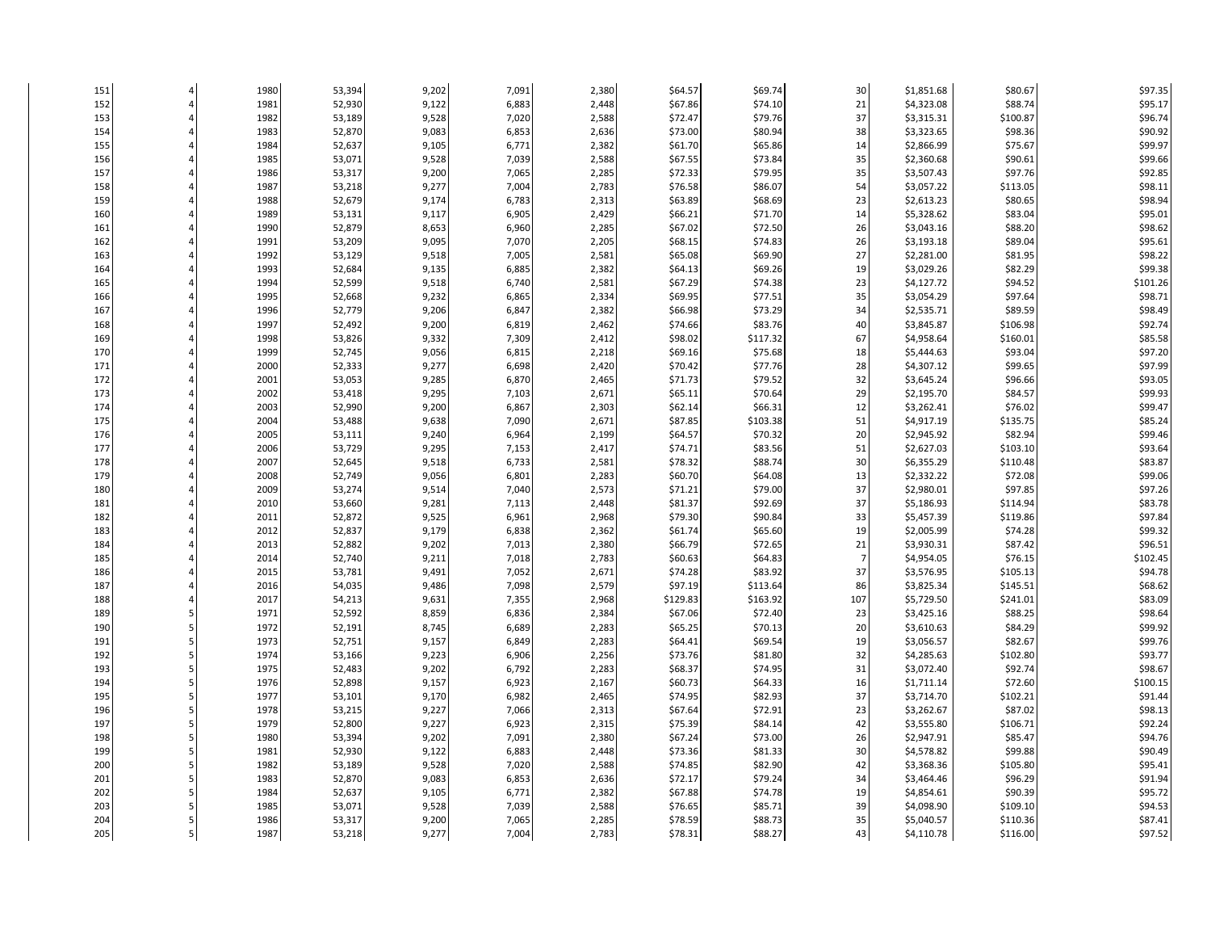| | | | | | | | | | | | | |
|---|---|---|---|---|---|---|---|---|---|---|---|---|
| 151 | 4 | 1980 | 53,394 | 9,202 | 7,091 | 2,380 | $64.57 | $69.74 | 30 | $1,851.68 | $80.67 | $97.35 |
| 152 | 4 | 1981 | 52,930 | 9,122 | 6,883 | 2,448 | $67.86 | $74.10 | 21 | $4,323.08 | $88.74 | $95.17 |
| 153 | 4 | 1982 | 53,189 | 9,528 | 7,020 | 2,588 | $72.47 | $79.76 | 37 | $3,315.31 | $100.87 | $96.74 |
| 154 | 4 | 1983 | 52,870 | 9,083 | 6,853 | 2,636 | $73.00 | $80.94 | 38 | $3,323.65 | $98.36 | $90.92 |
| 155 | 4 | 1984 | 52,637 | 9,105 | 6,771 | 2,382 | $61.70 | $65.86 | 14 | $2,866.99 | $75.67 | $99.97 |
| 156 | 4 | 1985 | 53,071 | 9,528 | 7,039 | 2,588 | $67.55 | $73.84 | 35 | $2,360.68 | $90.61 | $99.66 |
| 157 | 4 | 1986 | 53,317 | 9,200 | 7,065 | 2,285 | $72.33 | $79.95 | 35 | $3,507.43 | $97.76 | $92.85 |
| 158 | 4 | 1987 | 53,218 | 9,277 | 7,004 | 2,783 | $76.58 | $86.07 | 54 | $3,057.22 | $113.05 | $98.11 |
| 159 | 4 | 1988 | 52,679 | 9,174 | 6,783 | 2,313 | $63.89 | $68.69 | 23 | $2,613.23 | $80.65 | $98.94 |
| 160 | 4 | 1989 | 53,131 | 9,117 | 6,905 | 2,429 | $66.21 | $71.70 | 14 | $5,328.62 | $83.04 | $95.01 |
| 161 | 4 | 1990 | 52,879 | 8,653 | 6,960 | 2,285 | $67.02 | $72.50 | 26 | $3,043.16 | $88.20 | $98.62 |
| 162 | 4 | 1991 | 53,209 | 9,095 | 7,070 | 2,205 | $68.15 | $74.83 | 26 | $3,193.18 | $89.04 | $95.61 |
| 163 | 4 | 1992 | 53,129 | 9,518 | 7,005 | 2,581 | $65.08 | $69.90 | 27 | $2,281.00 | $81.95 | $98.22 |
| 164 | 4 | 1993 | 52,684 | 9,135 | 6,885 | 2,382 | $64.13 | $69.26 | 19 | $3,029.26 | $82.29 | $99.38 |
| 165 | 4 | 1994 | 52,599 | 9,518 | 6,740 | 2,581 | $67.29 | $74.38 | 23 | $4,127.72 | $94.52 | $101.26 |
| 166 | 4 | 1995 | 52,668 | 9,232 | 6,865 | 2,334 | $69.95 | $77.51 | 35 | $3,054.29 | $97.64 | $98.71 |
| 167 | 4 | 1996 | 52,779 | 9,206 | 6,847 | 2,382 | $66.98 | $73.29 | 34 | $2,535.71 | $89.59 | $98.49 |
| 168 | 4 | 1997 | 52,492 | 9,200 | 6,819 | 2,462 | $74.66 | $83.76 | 40 | $3,845.87 | $106.98 | $92.74 |
| 169 | 4 | 1998 | 53,826 | 9,332 | 7,309 | 2,412 | $98.02 | $117.32 | 67 | $4,958.64 | $160.01 | $85.58 |
| 170 | 4 | 1999 | 52,745 | 9,056 | 6,815 | 2,218 | $69.16 | $75.68 | 18 | $5,444.63 | $93.04 | $97.20 |
| 171 | 4 | 2000 | 52,333 | 9,277 | 6,698 | 2,420 | $70.42 | $77.76 | 28 | $4,307.12 | $99.65 | $97.99 |
| 172 | 4 | 2001 | 53,053 | 9,285 | 6,870 | 2,465 | $71.73 | $79.52 | 32 | $3,645.24 | $96.66 | $93.05 |
| 173 | 4 | 2002 | 53,418 | 9,295 | 7,103 | 2,671 | $65.11 | $70.64 | 29 | $2,195.70 | $84.57 | $99.93 |
| 174 | 4 | 2003 | 52,990 | 9,200 | 6,867 | 2,303 | $62.14 | $66.31 | 12 | $3,262.41 | $76.02 | $99.47 |
| 175 | 4 | 2004 | 53,488 | 9,638 | 7,090 | 2,671 | $87.85 | $103.38 | 51 | $4,917.19 | $135.75 | $85.24 |
| 176 | 4 | 2005 | 53,111 | 9,240 | 6,964 | 2,199 | $64.57 | $70.32 | 20 | $2,945.92 | $82.94 | $99.46 |
| 177 | 4 | 2006 | 53,729 | 9,295 | 7,153 | 2,417 | $74.71 | $83.56 | 51 | $2,627.03 | $103.10 | $93.64 |
| 178 | 4 | 2007 | 52,645 | 9,518 | 6,733 | 2,581 | $78.32 | $88.74 | 30 | $6,355.29 | $110.48 | $83.87 |
| 179 | 4 | 2008 | 52,749 | 9,056 | 6,801 | 2,283 | $60.70 | $64.08 | 13 | $2,332.22 | $72.08 | $99.06 |
| 180 | 4 | 2009 | 53,274 | 9,514 | 7,040 | 2,573 | $71.21 | $79.00 | 37 | $2,980.01 | $97.85 | $97.26 |
| 181 | 4 | 2010 | 53,660 | 9,281 | 7,113 | 2,448 | $81.37 | $92.69 | 37 | $5,186.93 | $114.94 | $83.78 |
| 182 | 4 | 2011 | 52,872 | 9,525 | 6,961 | 2,968 | $79.30 | $90.84 | 33 | $5,457.39 | $119.86 | $97.84 |
| 183 | 4 | 2012 | 52,837 | 9,179 | 6,838 | 2,362 | $61.74 | $65.60 | 19 | $2,005.99 | $74.28 | $99.32 |
| 184 | 4 | 2013 | 52,882 | 9,202 | 7,013 | 2,380 | $66.79 | $72.65 | 21 | $3,930.31 | $87.42 | $96.51 |
| 185 | 4 | 2014 | 52,740 | 9,211 | 7,018 | 2,783 | $60.63 | $64.83 | 7 | $4,954.05 | $76.15 | $102.45 |
| 186 | 4 | 2015 | 53,781 | 9,491 | 7,052 | 2,671 | $74.28 | $83.92 | 37 | $3,576.95 | $105.13 | $94.78 |
| 187 | 4 | 2016 | 54,035 | 9,486 | 7,098 | 2,579 | $97.19 | $113.64 | 86 | $3,825.34 | $145.51 | $68.62 |
| 188 | 4 | 2017 | 54,213 | 9,631 | 7,355 | 2,968 | $129.83 | $163.92 | 107 | $5,729.50 | $241.01 | $83.09 |
| 189 | 5 | 1971 | 52,592 | 8,859 | 6,836 | 2,384 | $67.06 | $72.40 | 23 | $3,425.16 | $88.25 | $98.64 |
| 190 | 5 | 1972 | 52,191 | 8,745 | 6,689 | 2,283 | $65.25 | $70.13 | 20 | $3,610.63 | $84.29 | $99.92 |
| 191 | 5 | 1973 | 52,751 | 9,157 | 6,849 | 2,283 | $64.41 | $69.54 | 19 | $3,056.57 | $82.67 | $99.76 |
| 192 | 5 | 1974 | 53,166 | 9,223 | 6,906 | 2,256 | $73.76 | $81.80 | 32 | $4,285.63 | $102.80 | $93.77 |
| 193 | 5 | 1975 | 52,483 | 9,202 | 6,792 | 2,283 | $68.37 | $74.95 | 31 | $3,072.40 | $92.74 | $98.67 |
| 194 | 5 | 1976 | 52,898 | 9,157 | 6,923 | 2,167 | $60.73 | $64.33 | 16 | $1,711.14 | $72.60 | $100.15 |
| 195 | 5 | 1977 | 53,101 | 9,170 | 6,982 | 2,465 | $74.95 | $82.93 | 37 | $3,714.70 | $102.21 | $91.44 |
| 196 | 5 | 1978 | 53,215 | 9,227 | 7,066 | 2,313 | $67.64 | $72.91 | 23 | $3,262.67 | $87.02 | $98.13 |
| 197 | 5 | 1979 | 52,800 | 9,227 | 6,923 | 2,315 | $75.39 | $84.14 | 42 | $3,555.80 | $106.71 | $92.24 |
| 198 | 5 | 1980 | 53,394 | 9,202 | 7,091 | 2,380 | $67.24 | $73.00 | 26 | $2,947.91 | $85.47 | $94.76 |
| 199 | 5 | 1981 | 52,930 | 9,122 | 6,883 | 2,448 | $73.36 | $81.33 | 30 | $4,578.82 | $99.88 | $90.49 |
| 200 | 5 | 1982 | 53,189 | 9,528 | 7,020 | 2,588 | $74.85 | $82.90 | 42 | $3,368.36 | $105.80 | $95.41 |
| 201 | 5 | 1983 | 52,870 | 9,083 | 6,853 | 2,636 | $72.17 | $79.24 | 34 | $3,464.46 | $96.29 | $91.94 |
| 202 | 5 | 1984 | 52,637 | 9,105 | 6,771 | 2,382 | $67.88 | $74.78 | 19 | $4,854.61 | $90.39 | $95.72 |
| 203 | 5 | 1985 | 53,071 | 9,528 | 7,039 | 2,588 | $76.65 | $85.71 | 39 | $4,098.90 | $109.10 | $94.53 |
| 204 | 5 | 1986 | 53,317 | 9,200 | 7,065 | 2,285 | $78.59 | $88.73 | 35 | $5,040.57 | $110.36 | $87.41 |
| 205 | 5 | 1987 | 53,218 | 9,277 | 7,004 | 2,783 | $78.31 | $88.27 | 43 | $4,110.78 | $116.00 | $97.52 |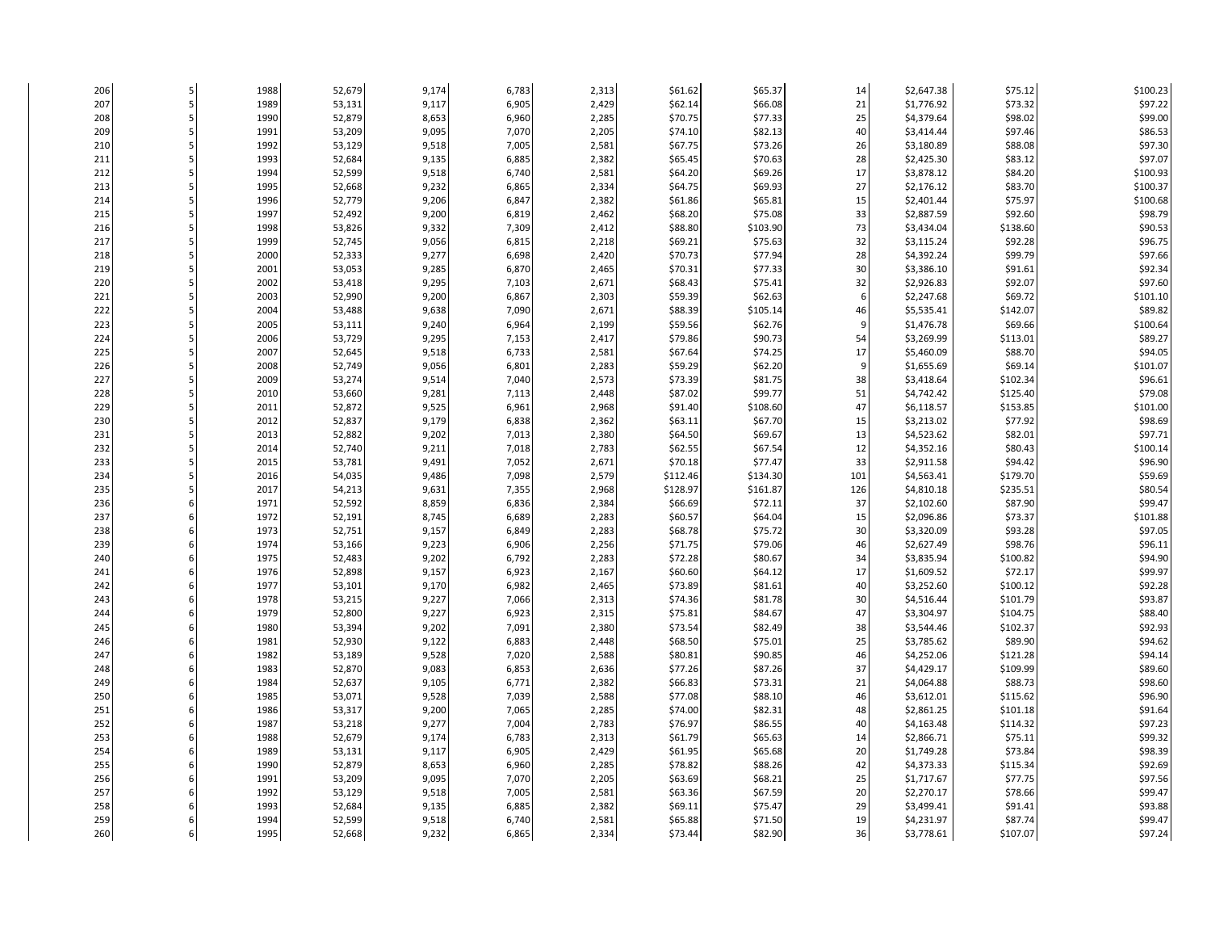| | | | | | | | | | | | | |
|---|---|---|---|---|---|---|---|---|---|---|---|---|
| 206 | 5 | 1988 | 52,679 | 9,174 | 6,783 | 2,313 | $61.62 | $65.37 | 14 | $2,647.38 | $75.12 | $100.23 |
| 207 | 5 | 1989 | 53,131 | 9,117 | 6,905 | 2,429 | $62.14 | $66.08 | 21 | $1,776.92 | $73.32 | $97.22 |
| 208 | 5 | 1990 | 52,879 | 8,653 | 6,960 | 2,285 | $70.75 | $77.33 | 25 | $4,379.64 | $98.02 | $99.00 |
| 209 | 5 | 1991 | 53,209 | 9,095 | 7,070 | 2,205 | $74.10 | $82.13 | 40 | $3,414.44 | $97.46 | $86.53 |
| 210 | 5 | 1992 | 53,129 | 9,518 | 7,005 | 2,581 | $67.75 | $73.26 | 26 | $3,180.89 | $88.08 | $97.30 |
| 211 | 5 | 1993 | 52,684 | 9,135 | 6,885 | 2,382 | $65.45 | $70.63 | 28 | $2,425.30 | $83.12 | $97.07 |
| 212 | 5 | 1994 | 52,599 | 9,518 | 6,740 | 2,581 | $64.20 | $69.26 | 17 | $3,878.12 | $84.20 | $100.93 |
| 213 | 5 | 1995 | 52,668 | 9,232 | 6,865 | 2,334 | $64.75 | $69.93 | 27 | $2,176.12 | $83.70 | $100.37 |
| 214 | 5 | 1996 | 52,779 | 9,206 | 6,847 | 2,382 | $61.86 | $65.81 | 15 | $2,401.44 | $75.97 | $100.68 |
| 215 | 5 | 1997 | 52,492 | 9,200 | 6,819 | 2,462 | $68.20 | $75.08 | 33 | $2,887.59 | $92.60 | $98.79 |
| 216 | 5 | 1998 | 53,826 | 9,332 | 7,309 | 2,412 | $88.80 | $103.90 | 73 | $3,434.04 | $138.60 | $90.53 |
| 217 | 5 | 1999 | 52,745 | 9,056 | 6,815 | 2,218 | $69.21 | $75.63 | 32 | $3,115.24 | $92.28 | $96.75 |
| 218 | 5 | 2000 | 52,333 | 9,277 | 6,698 | 2,420 | $70.73 | $77.94 | 28 | $4,392.24 | $99.79 | $97.66 |
| 219 | 5 | 2001 | 53,053 | 9,285 | 6,870 | 2,465 | $70.31 | $77.33 | 30 | $3,386.10 | $91.61 | $92.34 |
| 220 | 5 | 2002 | 53,418 | 9,295 | 7,103 | 2,671 | $68.43 | $75.41 | 32 | $2,926.83 | $92.07 | $97.60 |
| 221 | 5 | 2003 | 52,990 | 9,200 | 6,867 | 2,303 | $59.39 | $62.63 | 6 | $2,247.68 | $69.72 | $101.10 |
| 222 | 5 | 2004 | 53,488 | 9,638 | 7,090 | 2,671 | $88.39 | $105.14 | 46 | $5,535.41 | $142.07 | $89.82 |
| 223 | 5 | 2005 | 53,111 | 9,240 | 6,964 | 2,199 | $59.56 | $62.76 | 9 | $1,476.78 | $69.66 | $100.64 |
| 224 | 5 | 2006 | 53,729 | 9,295 | 7,153 | 2,417 | $79.86 | $90.73 | 54 | $3,269.99 | $113.01 | $89.27 |
| 225 | 5 | 2007 | 52,645 | 9,518 | 6,733 | 2,581 | $67.64 | $74.25 | 17 | $5,460.09 | $88.70 | $94.05 |
| 226 | 5 | 2008 | 52,749 | 9,056 | 6,801 | 2,283 | $59.29 | $62.20 | 9 | $1,655.69 | $69.14 | $101.07 |
| 227 | 5 | 2009 | 53,274 | 9,514 | 7,040 | 2,573 | $73.39 | $81.75 | 38 | $3,418.64 | $102.34 | $96.61 |
| 228 | 5 | 2010 | 53,660 | 9,281 | 7,113 | 2,448 | $87.02 | $99.77 | 51 | $4,742.42 | $125.40 | $79.08 |
| 229 | 5 | 2011 | 52,872 | 9,525 | 6,961 | 2,968 | $91.40 | $108.60 | 47 | $6,118.57 | $153.85 | $101.00 |
| 230 | 5 | 2012 | 52,837 | 9,179 | 6,838 | 2,362 | $63.11 | $67.70 | 15 | $3,213.02 | $77.92 | $98.69 |
| 231 | 5 | 2013 | 52,882 | 9,202 | 7,013 | 2,380 | $64.50 | $69.67 | 13 | $4,523.62 | $82.01 | $97.71 |
| 232 | 5 | 2014 | 52,740 | 9,211 | 7,018 | 2,783 | $62.55 | $67.54 | 12 | $4,352.16 | $80.43 | $100.14 |
| 233 | 5 | 2015 | 53,781 | 9,491 | 7,052 | 2,671 | $70.18 | $77.47 | 33 | $2,911.58 | $94.42 | $96.90 |
| 234 | 5 | 2016 | 54,035 | 9,486 | 7,098 | 2,579 | $112.46 | $134.30 | 101 | $4,563.41 | $179.70 | $59.69 |
| 235 | 5 | 2017 | 54,213 | 9,631 | 7,355 | 2,968 | $128.97 | $161.87 | 126 | $4,810.18 | $235.51 | $80.54 |
| 236 | 6 | 1971 | 52,592 | 8,859 | 6,836 | 2,384 | $66.69 | $72.11 | 37 | $2,102.60 | $87.90 | $99.47 |
| 237 | 6 | 1972 | 52,191 | 8,745 | 6,689 | 2,283 | $60.57 | $64.04 | 15 | $2,096.86 | $73.37 | $101.88 |
| 238 | 6 | 1973 | 52,751 | 9,157 | 6,849 | 2,283 | $68.78 | $75.72 | 30 | $3,320.09 | $93.28 | $97.05 |
| 239 | 6 | 1974 | 53,166 | 9,223 | 6,906 | 2,256 | $71.75 | $79.06 | 46 | $2,627.49 | $98.76 | $96.11 |
| 240 | 6 | 1975 | 52,483 | 9,202 | 6,792 | 2,283 | $72.28 | $80.67 | 34 | $3,835.94 | $100.82 | $94.90 |
| 241 | 6 | 1976 | 52,898 | 9,157 | 6,923 | 2,167 | $60.60 | $64.12 | 17 | $1,609.52 | $72.17 | $99.97 |
| 242 | 6 | 1977 | 53,101 | 9,170 | 6,982 | 2,465 | $73.89 | $81.61 | 40 | $3,252.60 | $100.12 | $92.28 |
| 243 | 6 | 1978 | 53,215 | 9,227 | 7,066 | 2,313 | $74.36 | $81.78 | 30 | $4,516.44 | $101.79 | $93.87 |
| 244 | 6 | 1979 | 52,800 | 9,227 | 6,923 | 2,315 | $75.81 | $84.67 | 47 | $3,304.97 | $104.75 | $88.40 |
| 245 | 6 | 1980 | 53,394 | 9,202 | 7,091 | 2,380 | $73.54 | $82.49 | 38 | $3,544.46 | $102.37 | $92.93 |
| 246 | 6 | 1981 | 52,930 | 9,122 | 6,883 | 2,448 | $68.50 | $75.01 | 25 | $3,785.62 | $89.90 | $94.62 |
| 247 | 6 | 1982 | 53,189 | 9,528 | 7,020 | 2,588 | $80.81 | $90.85 | 46 | $4,252.06 | $121.28 | $94.14 |
| 248 | 6 | 1983 | 52,870 | 9,083 | 6,853 | 2,636 | $77.26 | $87.26 | 37 | $4,429.17 | $109.99 | $89.60 |
| 249 | 6 | 1984 | 52,637 | 9,105 | 6,771 | 2,382 | $66.83 | $73.31 | 21 | $4,064.88 | $88.73 | $98.60 |
| 250 | 6 | 1985 | 53,071 | 9,528 | 7,039 | 2,588 | $77.08 | $88.10 | 46 | $3,612.01 | $115.62 | $96.90 |
| 251 | 6 | 1986 | 53,317 | 9,200 | 7,065 | 2,285 | $74.00 | $82.31 | 48 | $2,861.25 | $101.18 | $91.64 |
| 252 | 6 | 1987 | 53,218 | 9,277 | 7,004 | 2,783 | $76.97 | $86.55 | 40 | $4,163.48 | $114.32 | $97.23 |
| 253 | 6 | 1988 | 52,679 | 9,174 | 6,783 | 2,313 | $61.79 | $65.63 | 14 | $2,866.71 | $75.11 | $99.32 |
| 254 | 6 | 1989 | 53,131 | 9,117 | 6,905 | 2,429 | $61.95 | $65.68 | 20 | $1,749.28 | $73.84 | $98.39 |
| 255 | 6 | 1990 | 52,879 | 8,653 | 6,960 | 2,285 | $78.82 | $88.26 | 42 | $4,373.33 | $115.34 | $92.69 |
| 256 | 6 | 1991 | 53,209 | 9,095 | 7,070 | 2,205 | $63.69 | $68.21 | 25 | $1,717.67 | $77.75 | $97.56 |
| 257 | 6 | 1992 | 53,129 | 9,518 | 7,005 | 2,581 | $63.36 | $67.59 | 20 | $2,270.17 | $78.66 | $99.47 |
| 258 | 6 | 1993 | 52,684 | 9,135 | 6,885 | 2,382 | $69.11 | $75.47 | 29 | $3,499.41 | $91.41 | $93.88 |
| 259 | 6 | 1994 | 52,599 | 9,518 | 6,740 | 2,581 | $65.88 | $71.50 | 19 | $4,231.97 | $87.74 | $99.47 |
| 260 | 6 | 1995 | 52,668 | 9,232 | 6,865 | 2,334 | $73.44 | $82.90 | 36 | $3,778.61 | $107.07 | $97.24 |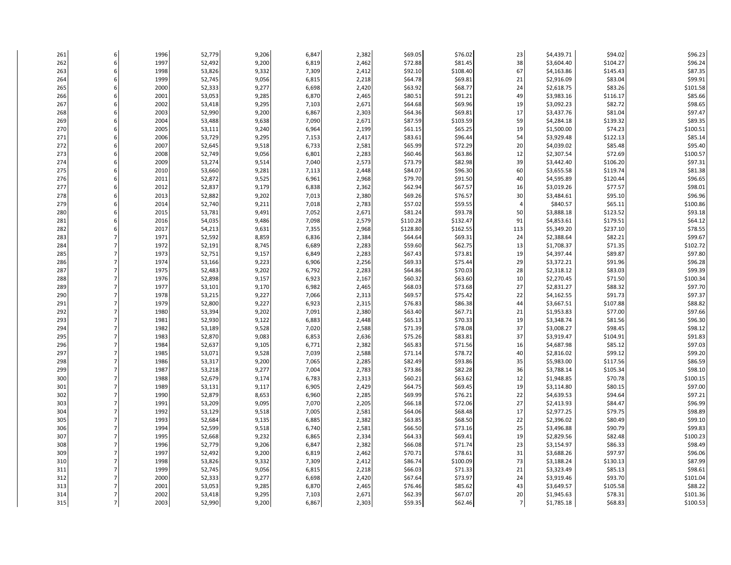| | | | | | | | | | | | | |
|---|---|---|---|---|---|---|---|---|---|---|---|---|
| 261 | 6 | 1996 | 52,779 | 9,206 | 6,847 | 2,382 | $69.05 | $76.02 | 23 | $4,439.71 | $94.02 | $96.23 |
| 262 | 6 | 1997 | 52,492 | 9,200 | 6,819 | 2,462 | $72.88 | $81.45 | 38 | $3,604.40 | $104.27 | $96.24 |
| 263 | 6 | 1998 | 53,826 | 9,332 | 7,309 | 2,412 | $92.10 | $108.40 | 67 | $4,163.86 | $145.43 | $87.35 |
| 264 | 6 | 1999 | 52,745 | 9,056 | 6,815 | 2,218 | $64.78 | $69.81 | 21 | $2,916.09 | $83.04 | $99.91 |
| 265 | 6 | 2000 | 52,333 | 9,277 | 6,698 | 2,420 | $63.92 | $68.77 | 24 | $2,618.75 | $83.26 | $101.58 |
| 266 | 6 | 2001 | 53,053 | 9,285 | 6,870 | 2,465 | $80.51 | $91.21 | 49 | $3,983.16 | $116.17 | $85.66 |
| 267 | 6 | 2002 | 53,418 | 9,295 | 7,103 | 2,671 | $64.68 | $69.96 | 19 | $3,092.23 | $82.72 | $98.65 |
| 268 | 6 | 2003 | 52,990 | 9,200 | 6,867 | 2,303 | $64.36 | $69.81 | 17 | $3,437.76 | $81.04 | $97.47 |
| 269 | 6 | 2004 | 53,488 | 9,638 | 7,090 | 2,671 | $87.59 | $103.59 | 59 | $4,284.18 | $139.32 | $89.35 |
| 270 | 6 | 2005 | 53,111 | 9,240 | 6,964 | 2,199 | $61.15 | $65.25 | 19 | $1,500.00 | $74.23 | $100.51 |
| 271 | 6 | 2006 | 53,729 | 9,295 | 7,153 | 2,417 | $83.61 | $96.44 | 54 | $3,929.48 | $122.13 | $85.14 |
| 272 | 6 | 2007 | 52,645 | 9,518 | 6,733 | 2,581 | $65.99 | $72.29 | 20 | $4,039.02 | $85.48 | $95.40 |
| 273 | 6 | 2008 | 52,749 | 9,056 | 6,801 | 2,283 | $60.46 | $63.86 | 12 | $2,307.54 | $72.69 | $100.57 |
| 274 | 6 | 2009 | 53,274 | 9,514 | 7,040 | 2,573 | $73.79 | $82.98 | 39 | $3,442.40 | $106.20 | $97.31 |
| 275 | 6 | 2010 | 53,660 | 9,281 | 7,113 | 2,448 | $84.07 | $96.30 | 60 | $3,655.58 | $119.74 | $81.38 |
| 276 | 6 | 2011 | 52,872 | 9,525 | 6,961 | 2,968 | $79.70 | $91.50 | 40 | $4,595.89 | $120.44 | $96.65 |
| 277 | 6 | 2012 | 52,837 | 9,179 | 6,838 | 2,362 | $62.94 | $67.57 | 16 | $3,019.26 | $77.57 | $98.01 |
| 278 | 6 | 2013 | 52,882 | 9,202 | 7,013 | 2,380 | $69.26 | $76.57 | 30 | $3,484.61 | $95.10 | $96.96 |
| 279 | 6 | 2014 | 52,740 | 9,211 | 7,018 | 2,783 | $57.02 | $59.55 | 4 | $840.57 | $65.11 | $100.86 |
| 280 | 6 | 2015 | 53,781 | 9,491 | 7,052 | 2,671 | $81.24 | $93.78 | 50 | $3,888.18 | $123.52 | $93.18 |
| 281 | 6 | 2016 | 54,035 | 9,486 | 7,098 | 2,579 | $110.28 | $132.47 | 91 | $4,853.61 | $179.51 | $64.12 |
| 282 | 6 | 2017 | 54,213 | 9,631 | 7,355 | 2,968 | $128.80 | $162.55 | 113 | $5,349.20 | $237.10 | $78.55 |
| 283 | 7 | 1971 | 52,592 | 8,859 | 6,836 | 2,384 | $64.64 | $69.31 | 24 | $2,388.64 | $82.21 | $99.67 |
| 284 | 7 | 1972 | 52,191 | 8,745 | 6,689 | 2,283 | $59.60 | $62.75 | 13 | $1,708.37 | $71.35 | $102.72 |
| 285 | 7 | 1973 | 52,751 | 9,157 | 6,849 | 2,283 | $67.43 | $73.81 | 19 | $4,397.44 | $89.87 | $97.80 |
| 286 | 7 | 1974 | 53,166 | 9,223 | 6,906 | 2,256 | $69.33 | $75.44 | 29 | $3,372.21 | $91.96 | $96.28 |
| 287 | 7 | 1975 | 52,483 | 9,202 | 6,792 | 2,283 | $64.86 | $70.03 | 28 | $2,318.12 | $83.03 | $99.39 |
| 288 | 7 | 1976 | 52,898 | 9,157 | 6,923 | 2,167 | $60.32 | $63.60 | 10 | $2,270.45 | $71.50 | $100.34 |
| 289 | 7 | 1977 | 53,101 | 9,170 | 6,982 | 2,465 | $68.03 | $73.68 | 27 | $2,831.27 | $88.32 | $97.70 |
| 290 | 7 | 1978 | 53,215 | 9,227 | 7,066 | 2,313 | $69.57 | $75.42 | 22 | $4,162.55 | $91.73 | $97.37 |
| 291 | 7 | 1979 | 52,800 | 9,227 | 6,923 | 2,315 | $76.83 | $86.38 | 44 | $3,667.51 | $107.88 | $88.82 |
| 292 | 7 | 1980 | 53,394 | 9,202 | 7,091 | 2,380 | $63.40 | $67.71 | 21 | $1,953.83 | $77.00 | $97.66 |
| 293 | 7 | 1981 | 52,930 | 9,122 | 6,883 | 2,448 | $65.13 | $70.33 | 19 | $3,348.74 | $81.56 | $96.30 |
| 294 | 7 | 1982 | 53,189 | 9,528 | 7,020 | 2,588 | $71.39 | $78.08 | 37 | $3,008.27 | $98.45 | $98.12 |
| 295 | 7 | 1983 | 52,870 | 9,083 | 6,853 | 2,636 | $75.26 | $83.81 | 37 | $3,919.47 | $104.91 | $91.83 |
| 296 | 7 | 1984 | 52,637 | 9,105 | 6,771 | 2,382 | $65.83 | $71.56 | 16 | $4,687.98 | $85.12 | $97.03 |
| 297 | 7 | 1985 | 53,071 | 9,528 | 7,039 | 2,588 | $71.14 | $78.72 | 40 | $2,816.02 | $99.12 | $99.20 |
| 298 | 7 | 1986 | 53,317 | 9,200 | 7,065 | 2,285 | $82.49 | $93.86 | 35 | $5,983.00 | $117.56 | $86.59 |
| 299 | 7 | 1987 | 53,218 | 9,277 | 7,004 | 2,783 | $73.86 | $82.28 | 36 | $3,788.14 | $105.34 | $98.10 |
| 300 | 7 | 1988 | 52,679 | 9,174 | 6,783 | 2,313 | $60.21 | $63.62 | 12 | $1,948.85 | $70.78 | $100.15 |
| 301 | 7 | 1989 | 53,131 | 9,117 | 6,905 | 2,429 | $64.75 | $69.45 | 19 | $3,114.80 | $80.15 | $97.00 |
| 302 | 7 | 1990 | 52,879 | 8,653 | 6,960 | 2,285 | $69.99 | $76.21 | 22 | $4,639.53 | $94.64 | $97.21 |
| 303 | 7 | 1991 | 53,209 | 9,095 | 7,070 | 2,205 | $66.18 | $72.06 | 27 | $2,413.93 | $84.47 | $96.99 |
| 304 | 7 | 1992 | 53,129 | 9,518 | 7,005 | 2,581 | $64.06 | $68.48 | 17 | $2,977.25 | $79.75 | $98.89 |
| 305 | 7 | 1993 | 52,684 | 9,135 | 6,885 | 2,382 | $63.85 | $68.50 | 22 | $2,396.02 | $80.49 | $99.10 |
| 306 | 7 | 1994 | 52,599 | 9,518 | 6,740 | 2,581 | $66.50 | $73.16 | 25 | $3,496.88 | $90.79 | $99.83 |
| 307 | 7 | 1995 | 52,668 | 9,232 | 6,865 | 2,334 | $64.33 | $69.41 | 19 | $2,829.56 | $82.48 | $100.23 |
| 308 | 7 | 1996 | 52,779 | 9,206 | 6,847 | 2,382 | $66.08 | $71.74 | 23 | $3,154.97 | $86.33 | $98.49 |
| 309 | 7 | 1997 | 52,492 | 9,200 | 6,819 | 2,462 | $70.71 | $78.61 | 31 | $3,688.26 | $97.97 | $96.06 |
| 310 | 7 | 1998 | 53,826 | 9,332 | 7,309 | 2,412 | $86.74 | $100.09 | 73 | $3,188.24 | $130.13 | $87.99 |
| 311 | 7 | 1999 | 52,745 | 9,056 | 6,815 | 2,218 | $66.03 | $71.33 | 21 | $3,323.49 | $85.13 | $98.61 |
| 312 | 7 | 2000 | 52,333 | 9,277 | 6,698 | 2,420 | $67.64 | $73.97 | 24 | $3,919.46 | $93.70 | $101.04 |
| 313 | 7 | 2001 | 53,053 | 9,285 | 6,870 | 2,465 | $76.46 | $85.62 | 43 | $3,649.57 | $105.58 | $88.22 |
| 314 | 7 | 2002 | 53,418 | 9,295 | 7,103 | 2,671 | $62.39 | $67.07 | 20 | $1,945.63 | $78.31 | $101.36 |
| 315 | 7 | 2003 | 52,990 | 9,200 | 6,867 | 2,303 | $59.35 | $62.46 | 7 | $1,785.18 | $68.83 | $100.53 |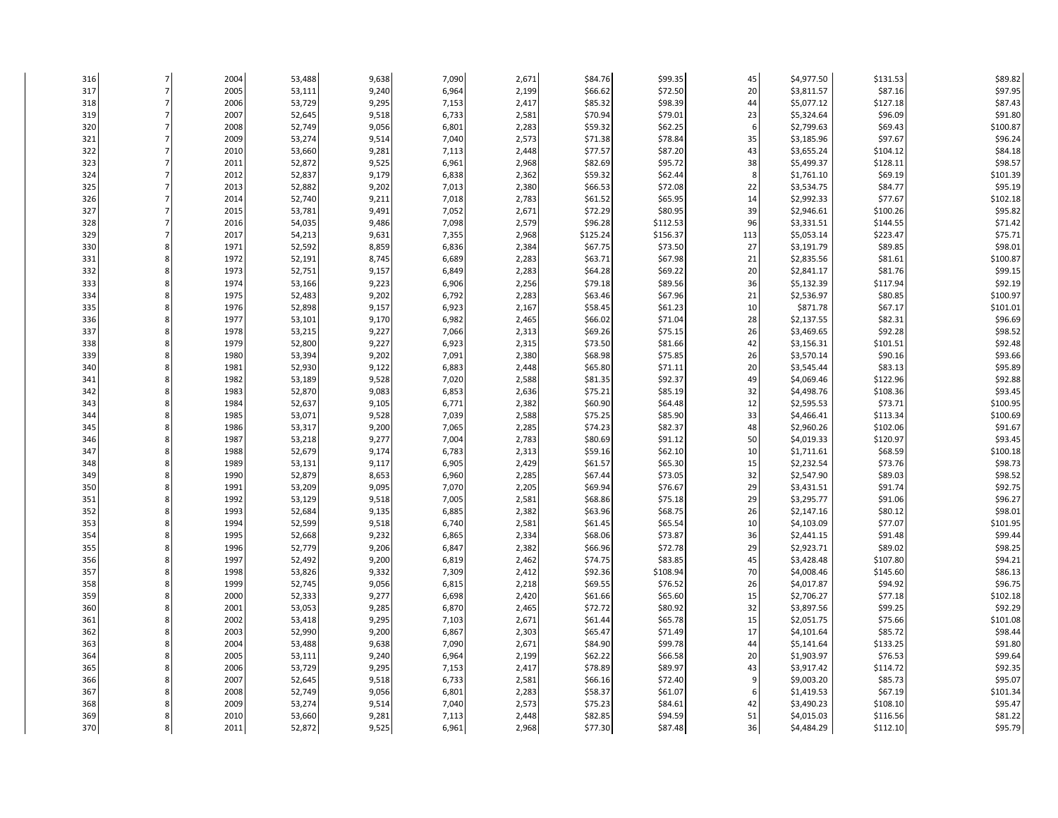| | | | | | | | | | | | | |
|---|---|---|---|---|---|---|---|---|---|---|---|---|
| 316 | 7 | 2004 | 53,488 | 9,638 | 7,090 | 2,671 | $84.76 | $99.35 | 45 | $4,977.50 | $131.53 | $89.82 |
| 317 | 7 | 2005 | 53,111 | 9,240 | 6,964 | 2,199 | $66.62 | $72.50 | 20 | $3,811.57 | $87.16 | $97.95 |
| 318 | 7 | 2006 | 53,729 | 9,295 | 7,153 | 2,417 | $85.32 | $98.39 | 44 | $5,077.12 | $127.18 | $87.43 |
| 319 | 7 | 2007 | 52,645 | 9,518 | 6,733 | 2,581 | $70.94 | $79.01 | 23 | $5,324.64 | $96.09 | $91.80 |
| 320 | 7 | 2008 | 52,749 | 9,056 | 6,801 | 2,283 | $59.32 | $62.25 | 6 | $2,799.63 | $69.43 | $100.87 |
| 321 | 7 | 2009 | 53,274 | 9,514 | 7,040 | 2,573 | $71.38 | $78.84 | 35 | $3,185.96 | $97.67 | $96.24 |
| 322 | 7 | 2010 | 53,660 | 9,281 | 7,113 | 2,448 | $77.57 | $87.20 | 43 | $3,655.24 | $104.12 | $84.18 |
| 323 | 7 | 2011 | 52,872 | 9,525 | 6,961 | 2,968 | $82.69 | $95.72 | 38 | $5,499.37 | $128.11 | $98.57 |
| 324 | 7 | 2012 | 52,837 | 9,179 | 6,838 | 2,362 | $59.32 | $62.44 | 8 | $1,761.10 | $69.19 | $101.39 |
| 325 | 7 | 2013 | 52,882 | 9,202 | 7,013 | 2,380 | $66.53 | $72.08 | 22 | $3,534.75 | $84.77 | $95.19 |
| 326 | 7 | 2014 | 52,740 | 9,211 | 7,018 | 2,783 | $61.52 | $65.95 | 14 | $2,992.33 | $77.67 | $102.18 |
| 327 | 7 | 2015 | 53,781 | 9,491 | 7,052 | 2,671 | $72.29 | $80.95 | 39 | $2,946.61 | $100.26 | $95.82 |
| 328 | 7 | 2016 | 54,035 | 9,486 | 7,098 | 2,579 | $96.28 | $112.53 | 96 | $3,331.51 | $144.55 | $71.42 |
| 329 | 7 | 2017 | 54,213 | 9,631 | 7,355 | 2,968 | $125.24 | $156.37 | 113 | $5,053.14 | $223.47 | $75.71 |
| 330 | 8 | 1971 | 52,592 | 8,859 | 6,836 | 2,384 | $67.75 | $73.50 | 27 | $3,191.79 | $89.85 | $98.01 |
| 331 | 8 | 1972 | 52,191 | 8,745 | 6,689 | 2,283 | $63.71 | $67.98 | 21 | $2,835.56 | $81.61 | $100.87 |
| 332 | 8 | 1973 | 52,751 | 9,157 | 6,849 | 2,283 | $64.28 | $69.22 | 20 | $2,841.17 | $81.76 | $99.15 |
| 333 | 8 | 1974 | 53,166 | 9,223 | 6,906 | 2,256 | $79.18 | $89.56 | 36 | $5,132.39 | $117.94 | $92.19 |
| 334 | 8 | 1975 | 52,483 | 9,202 | 6,792 | 2,283 | $63.46 | $67.96 | 21 | $2,536.97 | $80.85 | $100.97 |
| 335 | 8 | 1976 | 52,898 | 9,157 | 6,923 | 2,167 | $58.45 | $61.23 | 10 | $871.78 | $67.17 | $101.01 |
| 336 | 8 | 1977 | 53,101 | 9,170 | 6,982 | 2,465 | $66.02 | $71.04 | 28 | $2,137.55 | $82.31 | $96.69 |
| 337 | 8 | 1978 | 53,215 | 9,227 | 7,066 | 2,313 | $69.26 | $75.15 | 26 | $3,469.65 | $92.28 | $98.52 |
| 338 | 8 | 1979 | 52,800 | 9,227 | 6,923 | 2,315 | $73.50 | $81.66 | 42 | $3,156.31 | $101.51 | $92.48 |
| 339 | 8 | 1980 | 53,394 | 9,202 | 7,091 | 2,380 | $68.98 | $75.85 | 26 | $3,570.14 | $90.16 | $93.66 |
| 340 | 8 | 1981 | 52,930 | 9,122 | 6,883 | 2,448 | $65.80 | $71.11 | 20 | $3,545.44 | $83.13 | $95.89 |
| 341 | 8 | 1982 | 53,189 | 9,528 | 7,020 | 2,588 | $81.35 | $92.37 | 49 | $4,069.46 | $122.96 | $92.88 |
| 342 | 8 | 1983 | 52,870 | 9,083 | 6,853 | 2,636 | $75.21 | $85.19 | 32 | $4,498.76 | $108.36 | $93.45 |
| 343 | 8 | 1984 | 52,637 | 9,105 | 6,771 | 2,382 | $60.90 | $64.48 | 12 | $2,595.53 | $73.71 | $100.95 |
| 344 | 8 | 1985 | 53,071 | 9,528 | 7,039 | 2,588 | $75.25 | $85.90 | 33 | $4,466.41 | $113.34 | $100.69 |
| 345 | 8 | 1986 | 53,317 | 9,200 | 7,065 | 2,285 | $74.23 | $82.37 | 48 | $2,960.26 | $102.06 | $91.67 |
| 346 | 8 | 1987 | 53,218 | 9,277 | 7,004 | 2,783 | $80.69 | $91.12 | 50 | $4,019.33 | $120.97 | $93.45 |
| 347 | 8 | 1988 | 52,679 | 9,174 | 6,783 | 2,313 | $59.16 | $62.10 | 10 | $1,711.61 | $68.59 | $100.18 |
| 348 | 8 | 1989 | 53,131 | 9,117 | 6,905 | 2,429 | $61.57 | $65.30 | 15 | $2,232.54 | $73.76 | $98.73 |
| 349 | 8 | 1990 | 52,879 | 8,653 | 6,960 | 2,285 | $67.44 | $73.05 | 32 | $2,547.90 | $89.03 | $98.52 |
| 350 | 8 | 1991 | 53,209 | 9,095 | 7,070 | 2,205 | $69.94 | $76.67 | 29 | $3,431.51 | $91.74 | $92.75 |
| 351 | 8 | 1992 | 53,129 | 9,518 | 7,005 | 2,581 | $68.86 | $75.18 | 29 | $3,295.77 | $91.06 | $96.27 |
| 352 | 8 | 1993 | 52,684 | 9,135 | 6,885 | 2,382 | $63.96 | $68.75 | 26 | $2,147.16 | $80.12 | $98.01 |
| 353 | 8 | 1994 | 52,599 | 9,518 | 6,740 | 2,581 | $61.45 | $65.54 | 10 | $4,103.09 | $77.07 | $101.95 |
| 354 | 8 | 1995 | 52,668 | 9,232 | 6,865 | 2,334 | $68.06 | $73.87 | 36 | $2,441.15 | $91.48 | $99.44 |
| 355 | 8 | 1996 | 52,779 | 9,206 | 6,847 | 2,382 | $66.96 | $72.78 | 29 | $2,923.71 | $89.02 | $98.25 |
| 356 | 8 | 1997 | 52,492 | 9,200 | 6,819 | 2,462 | $74.75 | $83.85 | 45 | $3,428.48 | $107.80 | $94.21 |
| 357 | 8 | 1998 | 53,826 | 9,332 | 7,309 | 2,412 | $92.36 | $108.94 | 70 | $4,008.46 | $145.60 | $86.13 |
| 358 | 8 | 1999 | 52,745 | 9,056 | 6,815 | 2,218 | $69.55 | $76.52 | 26 | $4,017.87 | $94.92 | $96.75 |
| 359 | 8 | 2000 | 52,333 | 9,277 | 6,698 | 2,420 | $61.66 | $65.60 | 15 | $2,706.27 | $77.18 | $102.18 |
| 360 | 8 | 2001 | 53,053 | 9,285 | 6,870 | 2,465 | $72.72 | $80.92 | 32 | $3,897.56 | $99.25 | $92.29 |
| 361 | 8 | 2002 | 53,418 | 9,295 | 7,103 | 2,671 | $61.44 | $65.78 | 15 | $2,051.75 | $75.66 | $101.08 |
| 362 | 8 | 2003 | 52,990 | 9,200 | 6,867 | 2,303 | $65.47 | $71.49 | 17 | $4,101.64 | $85.72 | $98.44 |
| 363 | 8 | 2004 | 53,488 | 9,638 | 7,090 | 2,671 | $84.90 | $99.78 | 44 | $5,141.64 | $133.25 | $91.80 |
| 364 | 8 | 2005 | 53,111 | 9,240 | 6,964 | 2,199 | $62.22 | $66.58 | 20 | $1,903.97 | $76.53 | $99.64 |
| 365 | 8 | 2006 | 53,729 | 9,295 | 7,153 | 2,417 | $78.89 | $89.97 | 43 | $3,917.42 | $114.72 | $92.35 |
| 366 | 8 | 2007 | 52,645 | 9,518 | 6,733 | 2,581 | $66.16 | $72.40 | 9 | $9,003.20 | $85.73 | $95.07 |
| 367 | 8 | 2008 | 52,749 | 9,056 | 6,801 | 2,283 | $58.37 | $61.07 | 6 | $1,419.53 | $67.19 | $101.34 |
| 368 | 8 | 2009 | 53,274 | 9,514 | 7,040 | 2,573 | $75.23 | $84.61 | 42 | $3,490.23 | $108.10 | $95.47 |
| 369 | 8 | 2010 | 53,660 | 9,281 | 7,113 | 2,448 | $82.85 | $94.59 | 51 | $4,015.03 | $116.56 | $81.22 |
| 370 | 8 | 2011 | 52,872 | 9,525 | 6,961 | 2,968 | $77.30 | $87.48 | 36 | $4,484.29 | $112.10 | $95.79 |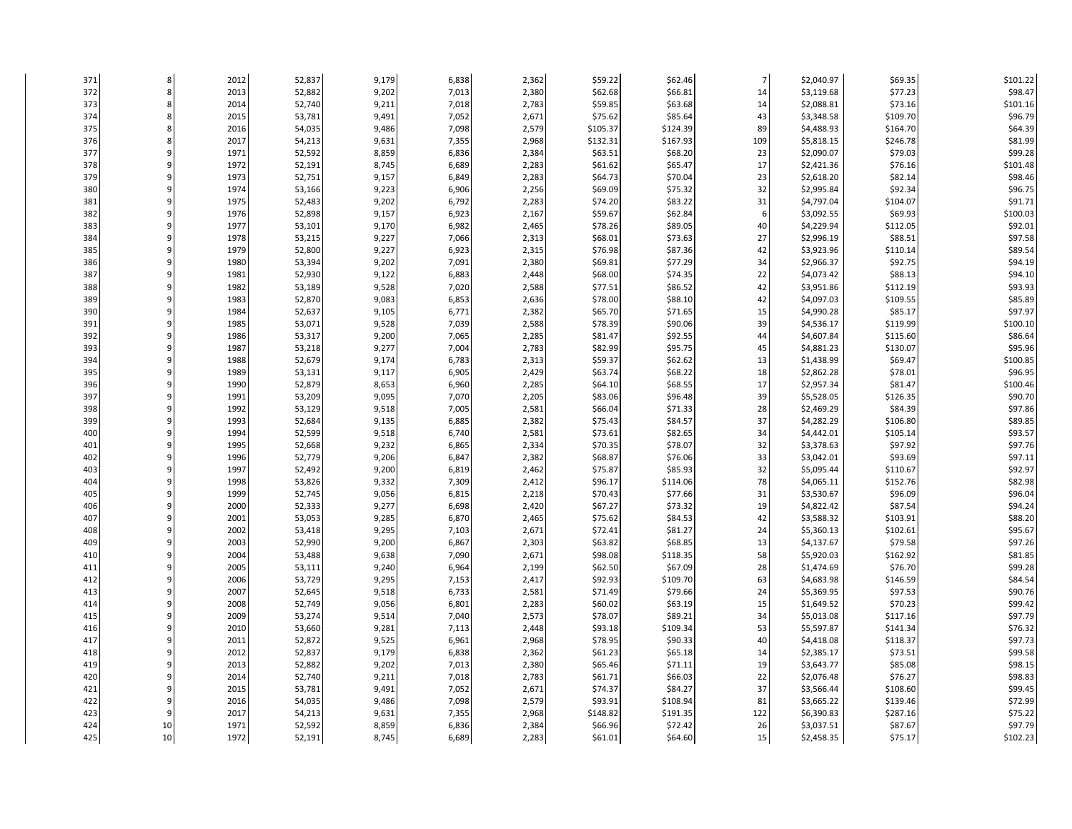| | | | | | | | | | | | | |
|---|---|---|---|---|---|---|---|---|---|---|---|---|
| 371 | 8 | 2012 | 52,837 | 9,179 | 6,838 | 2,362 | $59.22 | $62.46 | 7 | $2,040.97 | $69.35 | $101.22 |
| 372 | 8 | 2013 | 52,882 | 9,202 | 7,013 | 2,380 | $62.68 | $66.81 | 14 | $3,119.68 | $77.23 | $98.47 |
| 373 | 8 | 2014 | 52,740 | 9,211 | 7,018 | 2,783 | $59.85 | $63.68 | 14 | $2,088.81 | $73.16 | $101.16 |
| 374 | 8 | 2015 | 53,781 | 9,491 | 7,052 | 2,671 | $75.62 | $85.64 | 43 | $3,348.58 | $109.70 | $96.79 |
| 375 | 8 | 2016 | 54,035 | 9,486 | 7,098 | 2,579 | $105.37 | $124.39 | 89 | $4,488.93 | $164.70 | $64.39 |
| 376 | 8 | 2017 | 54,213 | 9,631 | 7,355 | 2,968 | $132.31 | $167.93 | 109 | $5,818.15 | $246.78 | $81.99 |
| 377 | 9 | 1971 | 52,592 | 8,859 | 6,836 | 2,384 | $63.51 | $68.20 | 23 | $2,090.07 | $79.03 | $99.28 |
| 378 | 9 | 1972 | 52,191 | 8,745 | 6,689 | 2,283 | $61.62 | $65.47 | 17 | $2,421.36 | $76.16 | $101.48 |
| 379 | 9 | 1973 | 52,751 | 9,157 | 6,849 | 2,283 | $64.73 | $70.04 | 23 | $2,618.20 | $82.14 | $98.46 |
| 380 | 9 | 1974 | 53,166 | 9,223 | 6,906 | 2,256 | $69.09 | $75.32 | 32 | $2,995.84 | $92.34 | $96.75 |
| 381 | 9 | 1975 | 52,483 | 9,202 | 6,792 | 2,283 | $74.20 | $83.22 | 31 | $4,797.04 | $104.07 | $91.71 |
| 382 | 9 | 1976 | 52,898 | 9,157 | 6,923 | 2,167 | $59.67 | $62.84 | 6 | $3,092.55 | $69.93 | $100.03 |
| 383 | 9 | 1977 | 53,101 | 9,170 | 6,982 | 2,465 | $78.26 | $89.05 | 40 | $4,229.94 | $112.05 | $92.01 |
| 384 | 9 | 1978 | 53,215 | 9,227 | 7,066 | 2,313 | $68.01 | $73.63 | 27 | $2,996.19 | $88.51 | $97.58 |
| 385 | 9 | 1979 | 52,800 | 9,227 | 6,923 | 2,315 | $76.98 | $87.36 | 42 | $3,923.96 | $110.14 | $89.54 |
| 386 | 9 | 1980 | 53,394 | 9,202 | 7,091 | 2,380 | $69.81 | $77.29 | 34 | $2,966.37 | $92.75 | $94.19 |
| 387 | 9 | 1981 | 52,930 | 9,122 | 6,883 | 2,448 | $68.00 | $74.35 | 22 | $4,073.42 | $88.13 | $94.10 |
| 388 | 9 | 1982 | 53,189 | 9,528 | 7,020 | 2,588 | $77.51 | $86.52 | 42 | $3,951.86 | $112.19 | $93.93 |
| 389 | 9 | 1983 | 52,870 | 9,083 | 6,853 | 2,636 | $78.00 | $88.10 | 42 | $4,097.03 | $109.55 | $85.89 |
| 390 | 9 | 1984 | 52,637 | 9,105 | 6,771 | 2,382 | $65.70 | $71.65 | 15 | $4,990.28 | $85.17 | $97.97 |
| 391 | 9 | 1985 | 53,071 | 9,528 | 7,039 | 2,588 | $78.39 | $90.06 | 39 | $4,536.17 | $119.99 | $100.10 |
| 392 | 9 | 1986 | 53,317 | 9,200 | 7,065 | 2,285 | $81.47 | $92.55 | 44 | $4,607.84 | $115.60 | $86.64 |
| 393 | 9 | 1987 | 53,218 | 9,277 | 7,004 | 2,783 | $82.99 | $95.75 | 45 | $4,881.23 | $130.07 | $95.96 |
| 394 | 9 | 1988 | 52,679 | 9,174 | 6,783 | 2,313 | $59.37 | $62.62 | 13 | $1,438.99 | $69.47 | $100.85 |
| 395 | 9 | 1989 | 53,131 | 9,117 | 6,905 | 2,429 | $63.74 | $68.22 | 18 | $2,862.28 | $78.01 | $96.95 |
| 396 | 9 | 1990 | 52,879 | 8,653 | 6,960 | 2,285 | $64.10 | $68.55 | 17 | $2,957.34 | $81.47 | $100.46 |
| 397 | 9 | 1991 | 53,209 | 9,095 | 7,070 | 2,205 | $83.06 | $96.48 | 39 | $5,528.05 | $126.35 | $90.70 |
| 398 | 9 | 1992 | 53,129 | 9,518 | 7,005 | 2,581 | $66.04 | $71.33 | 28 | $2,469.29 | $84.39 | $97.86 |
| 399 | 9 | 1993 | 52,684 | 9,135 | 6,885 | 2,382 | $75.43 | $84.57 | 37 | $4,282.29 | $106.80 | $89.85 |
| 400 | 9 | 1994 | 52,599 | 9,518 | 6,740 | 2,581 | $73.61 | $82.65 | 34 | $4,442.01 | $105.14 | $93.57 |
| 401 | 9 | 1995 | 52,668 | 9,232 | 6,865 | 2,334 | $70.35 | $78.07 | 32 | $3,378.63 | $97.92 | $97.76 |
| 402 | 9 | 1996 | 52,779 | 9,206 | 6,847 | 2,382 | $68.87 | $76.06 | 33 | $3,042.01 | $93.69 | $97.11 |
| 403 | 9 | 1997 | 52,492 | 9,200 | 6,819 | 2,462 | $75.87 | $85.93 | 32 | $5,095.44 | $110.67 | $92.97 |
| 404 | 9 | 1998 | 53,826 | 9,332 | 7,309 | 2,412 | $96.17 | $114.06 | 78 | $4,065.11 | $152.76 | $82.98 |
| 405 | 9 | 1999 | 52,745 | 9,056 | 6,815 | 2,218 | $70.43 | $77.66 | 31 | $3,530.67 | $96.09 | $96.04 |
| 406 | 9 | 2000 | 52,333 | 9,277 | 6,698 | 2,420 | $67.27 | $73.32 | 19 | $4,822.42 | $87.54 | $94.24 |
| 407 | 9 | 2001 | 53,053 | 9,285 | 6,870 | 2,465 | $75.62 | $84.53 | 42 | $3,588.32 | $103.91 | $88.20 |
| 408 | 9 | 2002 | 53,418 | 9,295 | 7,103 | 2,671 | $72.41 | $81.27 | 24 | $5,360.13 | $102.61 | $95.67 |
| 409 | 9 | 2003 | 52,990 | 9,200 | 6,867 | 2,303 | $63.82 | $68.85 | 13 | $4,137.67 | $79.58 | $97.26 |
| 410 | 9 | 2004 | 53,488 | 9,638 | 7,090 | 2,671 | $98.08 | $118.35 | 58 | $5,920.03 | $162.92 | $81.85 |
| 411 | 9 | 2005 | 53,111 | 9,240 | 6,964 | 2,199 | $62.50 | $67.09 | 28 | $1,474.69 | $76.70 | $99.28 |
| 412 | 9 | 2006 | 53,729 | 9,295 | 7,153 | 2,417 | $92.93 | $109.70 | 63 | $4,683.98 | $146.59 | $84.54 |
| 413 | 9 | 2007 | 52,645 | 9,518 | 6,733 | 2,581 | $71.49 | $79.66 | 24 | $5,369.95 | $97.53 | $90.76 |
| 414 | 9 | 2008 | 52,749 | 9,056 | 6,801 | 2,283 | $60.02 | $63.19 | 15 | $1,649.52 | $70.23 | $99.42 |
| 415 | 9 | 2009 | 53,274 | 9,514 | 7,040 | 2,573 | $78.07 | $89.21 | 34 | $5,013.08 | $117.16 | $97.79 |
| 416 | 9 | 2010 | 53,660 | 9,281 | 7,113 | 2,448 | $93.18 | $109.34 | 53 | $5,597.87 | $141.34 | $76.32 |
| 417 | 9 | 2011 | 52,872 | 9,525 | 6,961 | 2,968 | $78.95 | $90.33 | 40 | $4,418.08 | $118.37 | $97.73 |
| 418 | 9 | 2012 | 52,837 | 9,179 | 6,838 | 2,362 | $61.23 | $65.18 | 14 | $2,385.17 | $73.51 | $99.58 |
| 419 | 9 | 2013 | 52,882 | 9,202 | 7,013 | 2,380 | $65.46 | $71.11 | 19 | $3,643.77 | $85.08 | $98.15 |
| 420 | 9 | 2014 | 52,740 | 9,211 | 7,018 | 2,783 | $61.71 | $66.03 | 22 | $2,076.48 | $76.27 | $98.83 |
| 421 | 9 | 2015 | 53,781 | 9,491 | 7,052 | 2,671 | $74.37 | $84.27 | 37 | $3,566.44 | $108.60 | $99.45 |
| 422 | 9 | 2016 | 54,035 | 9,486 | 7,098 | 2,579 | $93.91 | $108.94 | 81 | $3,665.22 | $139.46 | $72.99 |
| 423 | 9 | 2017 | 54,213 | 9,631 | 7,355 | 2,968 | $148.82 | $191.35 | 122 | $6,390.83 | $287.16 | $75.22 |
| 424 | 10 | 1971 | 52,592 | 8,859 | 6,836 | 2,384 | $66.96 | $72.42 | 26 | $3,037.51 | $87.67 | $97.79 |
| 425 | 10 | 1972 | 52,191 | 8,745 | 6,689 | 2,283 | $61.01 | $64.60 | 15 | $2,458.35 | $75.17 | $102.23 |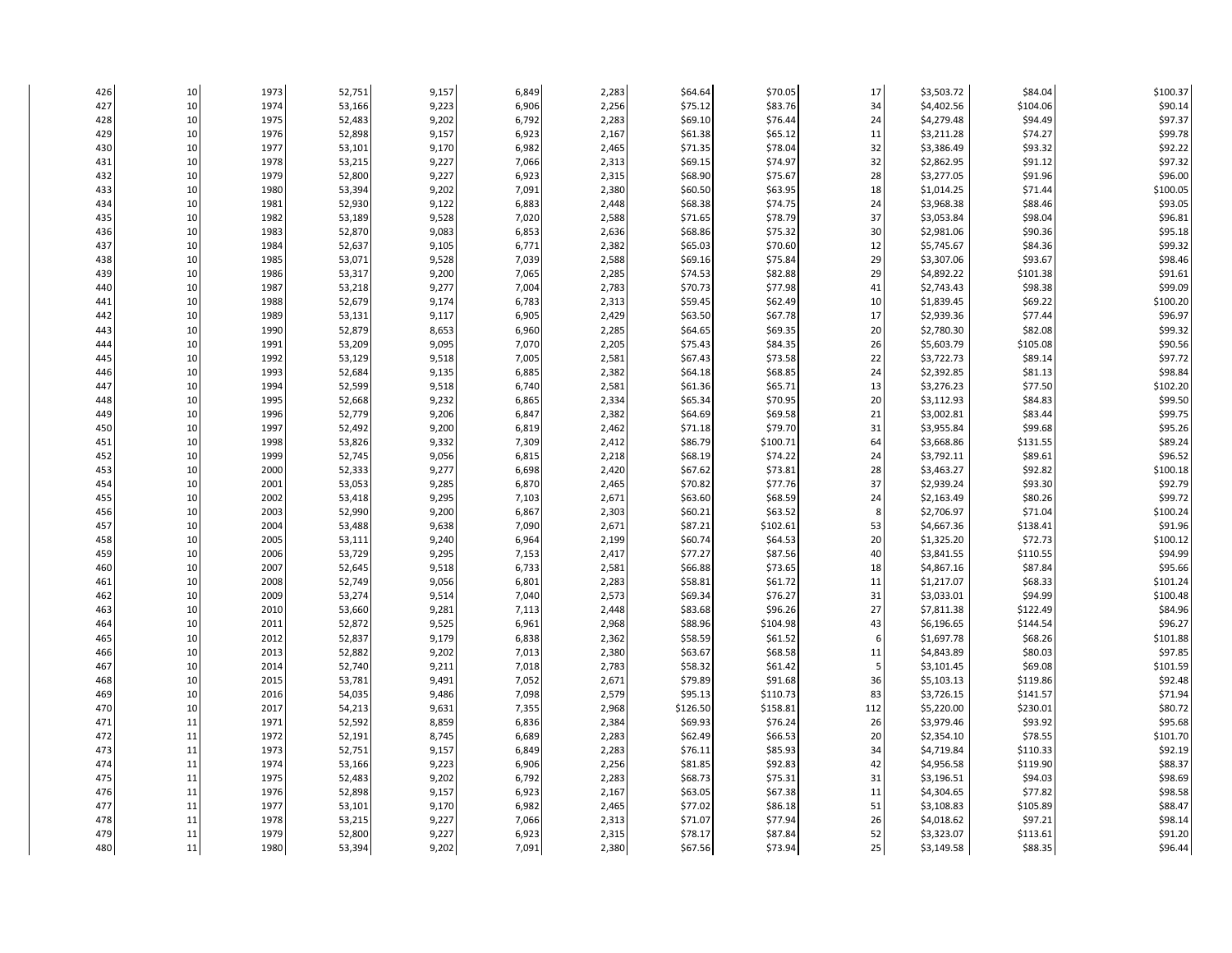| | | | | | | | | | | | | |
|---|---|---|---|---|---|---|---|---|---|---|---|---|
| 426 | 10 | 1973 | 52,751 | 9,157 | 6,849 | 2,283 | $64.64 | $70.05 | 17 | $3,503.72 | $84.04 | $100.37 |
| 427 | 10 | 1974 | 53,166 | 9,223 | 6,906 | 2,256 | $75.12 | $83.76 | 34 | $4,402.56 | $104.06 | $90.14 |
| 428 | 10 | 1975 | 52,483 | 9,202 | 6,792 | 2,283 | $69.10 | $76.44 | 24 | $4,279.48 | $94.49 | $97.37 |
| 429 | 10 | 1976 | 52,898 | 9,157 | 6,923 | 2,167 | $61.38 | $65.12 | 11 | $3,211.28 | $74.27 | $99.78 |
| 430 | 10 | 1977 | 53,101 | 9,170 | 6,982 | 2,465 | $71.35 | $78.04 | 32 | $3,386.49 | $93.32 | $92.22 |
| 431 | 10 | 1978 | 53,215 | 9,227 | 7,066 | 2,313 | $69.15 | $74.97 | 32 | $2,862.95 | $91.12 | $97.32 |
| 432 | 10 | 1979 | 52,800 | 9,227 | 6,923 | 2,315 | $68.90 | $75.67 | 28 | $3,277.05 | $91.96 | $96.00 |
| 433 | 10 | 1980 | 53,394 | 9,202 | 7,091 | 2,380 | $60.50 | $63.95 | 18 | $1,014.25 | $71.44 | $100.05 |
| 434 | 10 | 1981 | 52,930 | 9,122 | 6,883 | 2,448 | $68.38 | $74.75 | 24 | $3,968.38 | $88.46 | $93.05 |
| 435 | 10 | 1982 | 53,189 | 9,528 | 7,020 | 2,588 | $71.65 | $78.79 | 37 | $3,053.84 | $98.04 | $96.81 |
| 436 | 10 | 1983 | 52,870 | 9,083 | 6,853 | 2,636 | $68.86 | $75.32 | 30 | $2,981.06 | $90.36 | $95.18 |
| 437 | 10 | 1984 | 52,637 | 9,105 | 6,771 | 2,382 | $65.03 | $70.60 | 12 | $5,745.67 | $84.36 | $99.32 |
| 438 | 10 | 1985 | 53,071 | 9,528 | 7,039 | 2,588 | $69.16 | $75.84 | 29 | $3,307.06 | $93.67 | $98.46 |
| 439 | 10 | 1986 | 53,317 | 9,200 | 7,065 | 2,285 | $74.53 | $82.88 | 29 | $4,892.22 | $101.38 | $91.61 |
| 440 | 10 | 1987 | 53,218 | 9,277 | 7,004 | 2,783 | $70.73 | $77.98 | 41 | $2,743.43 | $98.38 | $99.09 |
| 441 | 10 | 1988 | 52,679 | 9,174 | 6,783 | 2,313 | $59.45 | $62.49 | 10 | $1,839.45 | $69.22 | $100.20 |
| 442 | 10 | 1989 | 53,131 | 9,117 | 6,905 | 2,429 | $63.50 | $67.78 | 17 | $2,939.36 | $77.44 | $96.97 |
| 443 | 10 | 1990 | 52,879 | 8,653 | 6,960 | 2,285 | $64.65 | $69.35 | 20 | $2,780.30 | $82.08 | $99.32 |
| 444 | 10 | 1991 | 53,209 | 9,095 | 7,070 | 2,205 | $75.43 | $84.35 | 26 | $5,603.79 | $105.08 | $90.56 |
| 445 | 10 | 1992 | 53,129 | 9,518 | 7,005 | 2,581 | $67.43 | $73.58 | 22 | $3,722.73 | $89.14 | $97.72 |
| 446 | 10 | 1993 | 52,684 | 9,135 | 6,885 | 2,382 | $64.18 | $68.85 | 24 | $2,392.85 | $81.13 | $98.84 |
| 447 | 10 | 1994 | 52,599 | 9,518 | 6,740 | 2,581 | $61.36 | $65.71 | 13 | $3,276.23 | $77.50 | $102.20 |
| 448 | 10 | 1995 | 52,668 | 9,232 | 6,865 | 2,334 | $65.34 | $70.95 | 20 | $3,112.93 | $84.83 | $99.50 |
| 449 | 10 | 1996 | 52,779 | 9,206 | 6,847 | 2,382 | $64.69 | $69.58 | 21 | $3,002.81 | $83.44 | $99.75 |
| 450 | 10 | 1997 | 52,492 | 9,200 | 6,819 | 2,462 | $71.18 | $79.70 | 31 | $3,955.84 | $99.68 | $95.26 |
| 451 | 10 | 1998 | 53,826 | 9,332 | 7,309 | 2,412 | $86.79 | $100.71 | 64 | $3,668.86 | $131.55 | $89.24 |
| 452 | 10 | 1999 | 52,745 | 9,056 | 6,815 | 2,218 | $68.19 | $74.22 | 24 | $3,792.11 | $89.61 | $96.52 |
| 453 | 10 | 2000 | 52,333 | 9,277 | 6,698 | 2,420 | $67.62 | $73.81 | 28 | $3,463.27 | $92.82 | $100.18 |
| 454 | 10 | 2001 | 53,053 | 9,285 | 6,870 | 2,465 | $70.82 | $77.76 | 37 | $2,939.24 | $93.30 | $92.79 |
| 455 | 10 | 2002 | 53,418 | 9,295 | 7,103 | 2,671 | $63.60 | $68.59 | 24 | $2,163.49 | $80.26 | $99.72 |
| 456 | 10 | 2003 | 52,990 | 9,200 | 6,867 | 2,303 | $60.21 | $63.52 | 8 | $2,706.97 | $71.04 | $100.24 |
| 457 | 10 | 2004 | 53,488 | 9,638 | 7,090 | 2,671 | $87.21 | $102.61 | 53 | $4,667.36 | $138.41 | $91.96 |
| 458 | 10 | 2005 | 53,111 | 9,240 | 6,964 | 2,199 | $60.74 | $64.53 | 20 | $1,325.20 | $72.73 | $100.12 |
| 459 | 10 | 2006 | 53,729 | 9,295 | 7,153 | 2,417 | $77.27 | $87.56 | 40 | $3,841.55 | $110.55 | $94.99 |
| 460 | 10 | 2007 | 52,645 | 9,518 | 6,733 | 2,581 | $66.88 | $73.65 | 18 | $4,867.16 | $87.84 | $95.66 |
| 461 | 10 | 2008 | 52,749 | 9,056 | 6,801 | 2,283 | $58.81 | $61.72 | 11 | $1,217.07 | $68.33 | $101.24 |
| 462 | 10 | 2009 | 53,274 | 9,514 | 7,040 | 2,573 | $69.34 | $76.27 | 31 | $3,033.01 | $94.99 | $100.48 |
| 463 | 10 | 2010 | 53,660 | 9,281 | 7,113 | 2,448 | $83.68 | $96.26 | 27 | $7,811.38 | $122.49 | $84.96 |
| 464 | 10 | 2011 | 52,872 | 9,525 | 6,961 | 2,968 | $88.96 | $104.98 | 43 | $6,196.65 | $144.54 | $96.27 |
| 465 | 10 | 2012 | 52,837 | 9,179 | 6,838 | 2,362 | $58.59 | $61.52 | 6 | $1,697.78 | $68.26 | $101.88 |
| 466 | 10 | 2013 | 52,882 | 9,202 | 7,013 | 2,380 | $63.67 | $68.58 | 11 | $4,843.89 | $80.03 | $97.85 |
| 467 | 10 | 2014 | 52,740 | 9,211 | 7,018 | 2,783 | $58.32 | $61.42 | 5 | $3,101.45 | $69.08 | $101.59 |
| 468 | 10 | 2015 | 53,781 | 9,491 | 7,052 | 2,671 | $79.89 | $91.68 | 36 | $5,103.13 | $119.86 | $92.48 |
| 469 | 10 | 2016 | 54,035 | 9,486 | 7,098 | 2,579 | $95.13 | $110.73 | 83 | $3,726.15 | $141.57 | $71.94 |
| 470 | 10 | 2017 | 54,213 | 9,631 | 7,355 | 2,968 | $126.50 | $158.81 | 112 | $5,220.00 | $230.01 | $80.72 |
| 471 | 11 | 1971 | 52,592 | 8,859 | 6,836 | 2,384 | $69.93 | $76.24 | 26 | $3,979.46 | $93.92 | $95.68 |
| 472 | 11 | 1972 | 52,191 | 8,745 | 6,689 | 2,283 | $62.49 | $66.53 | 20 | $2,354.10 | $78.55 | $101.70 |
| 473 | 11 | 1973 | 52,751 | 9,157 | 6,849 | 2,283 | $76.11 | $85.93 | 34 | $4,719.84 | $110.33 | $92.19 |
| 474 | 11 | 1974 | 53,166 | 9,223 | 6,906 | 2,256 | $81.85 | $92.83 | 42 | $4,956.58 | $119.90 | $88.37 |
| 475 | 11 | 1975 | 52,483 | 9,202 | 6,792 | 2,283 | $68.73 | $75.31 | 31 | $3,196.51 | $94.03 | $98.69 |
| 476 | 11 | 1976 | 52,898 | 9,157 | 6,923 | 2,167 | $63.05 | $67.38 | 11 | $4,304.65 | $77.82 | $98.58 |
| 477 | 11 | 1977 | 53,101 | 9,170 | 6,982 | 2,465 | $77.02 | $86.18 | 51 | $3,108.83 | $105.89 | $88.47 |
| 478 | 11 | 1978 | 53,215 | 9,227 | 7,066 | 2,313 | $71.07 | $77.94 | 26 | $4,018.62 | $97.21 | $98.14 |
| 479 | 11 | 1979 | 52,800 | 9,227 | 6,923 | 2,315 | $78.17 | $87.84 | 52 | $3,323.07 | $113.61 | $91.20 |
| 480 | 11 | 1980 | 53,394 | 9,202 | 7,091 | 2,380 | $67.56 | $73.94 | 25 | $3,149.58 | $88.35 | $96.44 |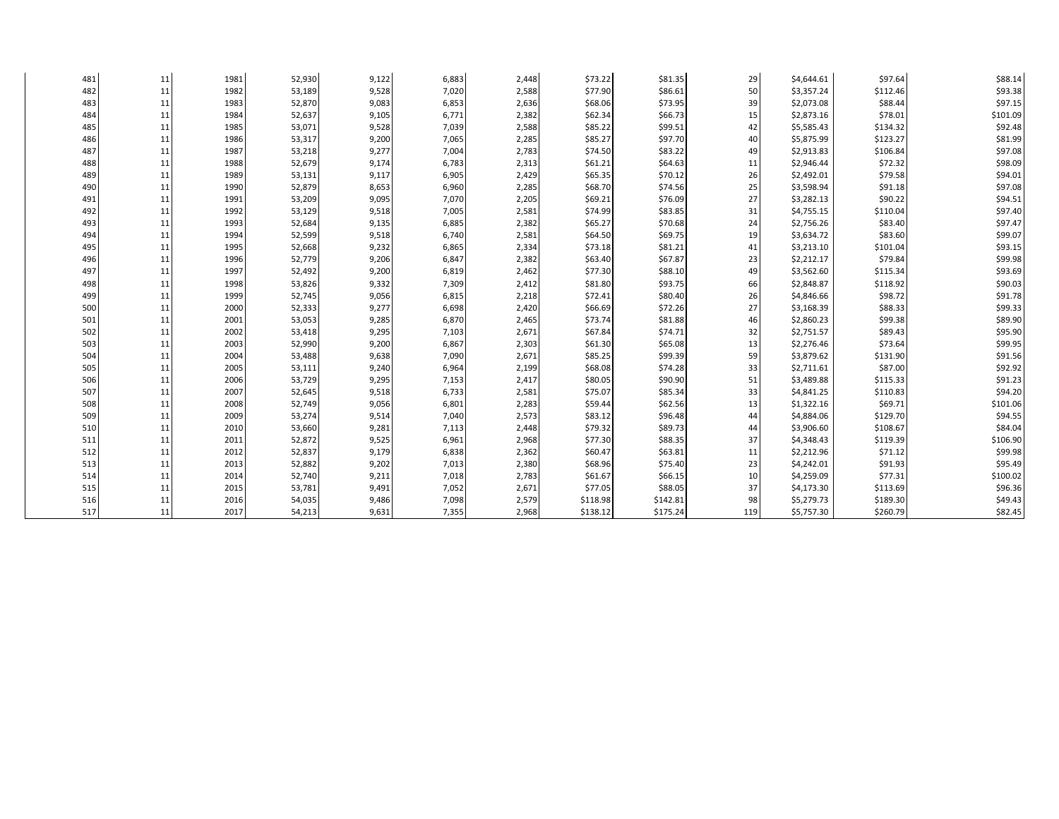| | | | | | | | | | | | | |
|---|---|---|---|---|---|---|---|---|---|---|---|---|
| 481 | 11 | 1981 | 52,930 | 9,122 | 6,883 | 2,448 | $73.22 | $81.35 | 29 | $4,644.61 | $97.64 | $88.14 |
| 482 | 11 | 1982 | 53,189 | 9,528 | 7,020 | 2,588 | $77.90 | $86.61 | 50 | $3,357.24 | $112.46 | $93.38 |
| 483 | 11 | 1983 | 52,870 | 9,083 | 6,853 | 2,636 | $68.06 | $73.95 | 39 | $2,073.08 | $88.44 | $97.15 |
| 484 | 11 | 1984 | 52,637 | 9,105 | 6,771 | 2,382 | $62.34 | $66.73 | 15 | $2,873.16 | $78.01 | $101.09 |
| 485 | 11 | 1985 | 53,071 | 9,528 | 7,039 | 2,588 | $85.22 | $99.51 | 42 | $5,585.43 | $134.32 | $92.48 |
| 486 | 11 | 1986 | 53,317 | 9,200 | 7,065 | 2,285 | $85.27 | $97.70 | 40 | $5,875.99 | $123.27 | $81.99 |
| 487 | 11 | 1987 | 53,218 | 9,277 | 7,004 | 2,783 | $74.50 | $83.22 | 49 | $2,913.83 | $106.84 | $97.08 |
| 488 | 11 | 1988 | 52,679 | 9,174 | 6,783 | 2,313 | $61.21 | $64.63 | 11 | $2,946.44 | $72.32 | $98.09 |
| 489 | 11 | 1989 | 53,131 | 9,117 | 6,905 | 2,429 | $65.35 | $70.12 | 26 | $2,492.01 | $79.58 | $94.01 |
| 490 | 11 | 1990 | 52,879 | 8,653 | 6,960 | 2,285 | $68.70 | $74.56 | 25 | $3,598.94 | $91.18 | $97.08 |
| 491 | 11 | 1991 | 53,209 | 9,095 | 7,070 | 2,205 | $69.21 | $76.09 | 27 | $3,282.13 | $90.22 | $94.51 |
| 492 | 11 | 1992 | 53,129 | 9,518 | 7,005 | 2,581 | $74.99 | $83.85 | 31 | $4,755.15 | $110.04 | $97.40 |
| 493 | 11 | 1993 | 52,684 | 9,135 | 6,885 | 2,382 | $65.27 | $70.68 | 24 | $2,756.26 | $83.40 | $97.47 |
| 494 | 11 | 1994 | 52,599 | 9,518 | 6,740 | 2,581 | $64.50 | $69.75 | 19 | $3,634.72 | $83.60 | $99.07 |
| 495 | 11 | 1995 | 52,668 | 9,232 | 6,865 | 2,334 | $73.18 | $81.21 | 41 | $3,213.10 | $101.04 | $93.15 |
| 496 | 11 | 1996 | 52,779 | 9,206 | 6,847 | 2,382 | $63.40 | $67.87 | 23 | $2,212.17 | $79.84 | $99.98 |
| 497 | 11 | 1997 | 52,492 | 9,200 | 6,819 | 2,462 | $77.30 | $88.10 | 49 | $3,562.60 | $115.34 | $93.69 |
| 498 | 11 | 1998 | 53,826 | 9,332 | 7,309 | 2,412 | $81.80 | $93.75 | 66 | $2,848.87 | $118.92 | $90.03 |
| 499 | 11 | 1999 | 52,745 | 9,056 | 6,815 | 2,218 | $72.41 | $80.40 | 26 | $4,846.66 | $98.72 | $91.78 |
| 500 | 11 | 2000 | 52,333 | 9,277 | 6,698 | 2,420 | $66.69 | $72.26 | 27 | $3,168.39 | $88.33 | $99.33 |
| 501 | 11 | 2001 | 53,053 | 9,285 | 6,870 | 2,465 | $73.74 | $81.88 | 46 | $2,860.23 | $99.38 | $89.90 |
| 502 | 11 | 2002 | 53,418 | 9,295 | 7,103 | 2,671 | $67.84 | $74.71 | 32 | $2,751.57 | $89.43 | $95.90 |
| 503 | 11 | 2003 | 52,990 | 9,200 | 6,867 | 2,303 | $61.30 | $65.08 | 13 | $2,276.46 | $73.64 | $99.95 |
| 504 | 11 | 2004 | 53,488 | 9,638 | 7,090 | 2,671 | $85.25 | $99.39 | 59 | $3,879.62 | $131.90 | $91.56 |
| 505 | 11 | 2005 | 53,111 | 9,240 | 6,964 | 2,199 | $68.08 | $74.28 | 33 | $2,711.61 | $87.00 | $92.92 |
| 506 | 11 | 2006 | 53,729 | 9,295 | 7,153 | 2,417 | $80.05 | $90.90 | 51 | $3,489.88 | $115.33 | $91.23 |
| 507 | 11 | 2007 | 52,645 | 9,518 | 6,733 | 2,581 | $75.07 | $85.34 | 33 | $4,841.25 | $110.83 | $94.20 |
| 508 | 11 | 2008 | 52,749 | 9,056 | 6,801 | 2,283 | $59.44 | $62.56 | 13 | $1,322.16 | $69.71 | $101.06 |
| 509 | 11 | 2009 | 53,274 | 9,514 | 7,040 | 2,573 | $83.12 | $96.48 | 44 | $4,884.06 | $129.70 | $94.55 |
| 510 | 11 | 2010 | 53,660 | 9,281 | 7,113 | 2,448 | $79.32 | $89.73 | 44 | $3,906.60 | $108.67 | $84.04 |
| 511 | 11 | 2011 | 52,872 | 9,525 | 6,961 | 2,968 | $77.30 | $88.35 | 37 | $4,348.43 | $119.39 | $106.90 |
| 512 | 11 | 2012 | 52,837 | 9,179 | 6,838 | 2,362 | $60.47 | $63.81 | 11 | $2,212.96 | $71.12 | $99.98 |
| 513 | 11 | 2013 | 52,882 | 9,202 | 7,013 | 2,380 | $68.96 | $75.40 | 23 | $4,242.01 | $91.93 | $95.49 |
| 514 | 11 | 2014 | 52,740 | 9,211 | 7,018 | 2,783 | $61.67 | $66.15 | 10 | $4,259.09 | $77.31 | $100.02 |
| 515 | 11 | 2015 | 53,781 | 9,491 | 7,052 | 2,671 | $77.05 | $88.05 | 37 | $4,173.30 | $113.69 | $96.36 |
| 516 | 11 | 2016 | 54,035 | 9,486 | 7,098 | 2,579 | $118.98 | $142.81 | 98 | $5,279.73 | $189.30 | $49.43 |
| 517 | 11 | 2017 | 54,213 | 9,631 | 7,355 | 2,968 | $138.12 | $175.24 | 119 | $5,757.30 | $260.79 | $82.45 |